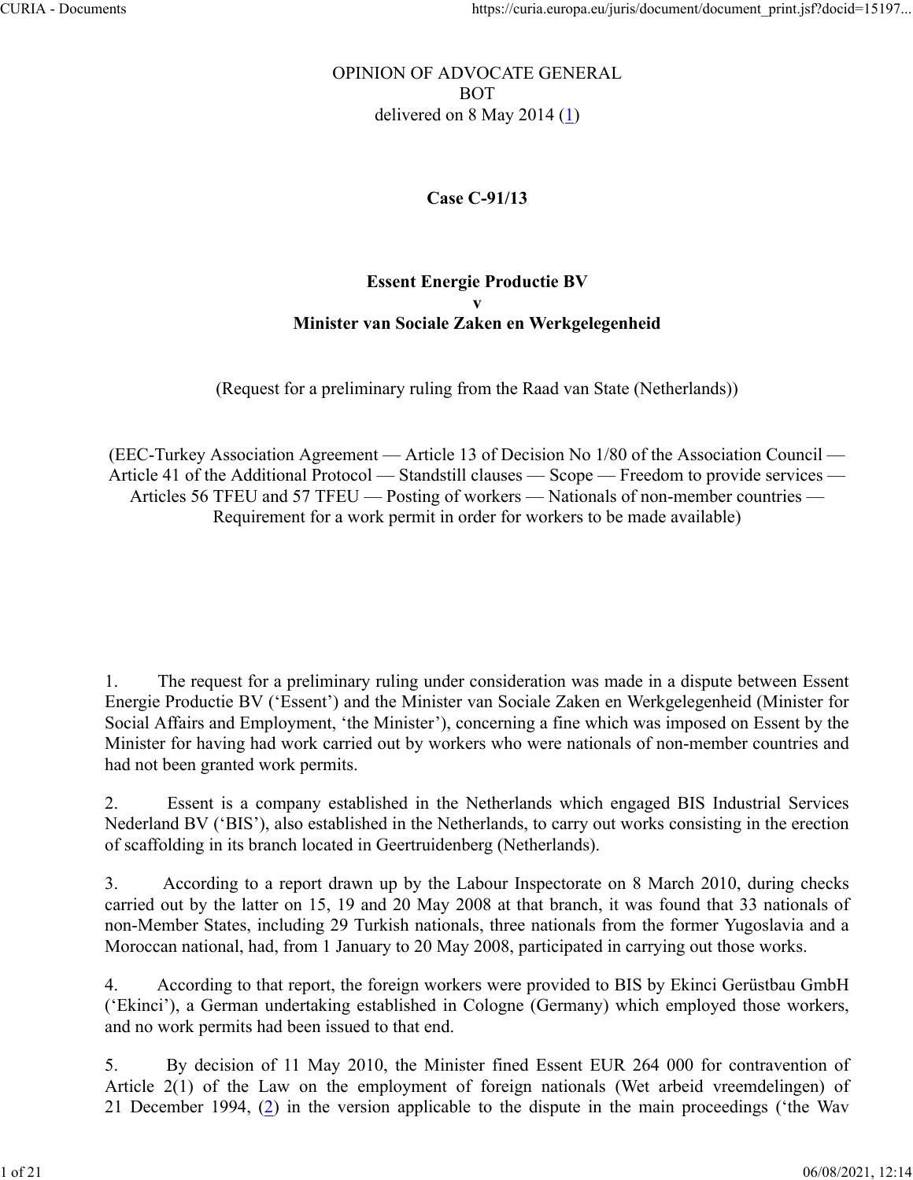OPINION OF ADVOCATE GENERAL
BOT
delivered on 8 May 2014 (1)

**Case C‑91/13**

**Essent Energie Productie BV**
**v**
**Minister van Sociale Zaken en Werkgelegenheid**

(Request for a preliminary ruling from the Raad van State (Netherlands))

(EEC-Turkey Association Agreement — Article 13 of Decision No 1/80 of the Association Council — Article 41 of the Additional Protocol — Standstill clauses — Scope — Freedom to provide services — Articles 56 TFEU and 57 TFEU — Posting of workers — Nationals of non-member countries — Requirement for a work permit in order for workers to be made available)

1. The request for a preliminary ruling under consideration was made in a dispute between Essent Energie Productie BV ('Essent') and the Minister van Sociale Zaken en Werkgelegenheid (Minister for Social Affairs and Employment, 'the Minister'), concerning a fine which was imposed on Essent by the Minister for having had work carried out by workers who were nationals of non-member countries and had not been granted work permits.

2. Essent is a company established in the Netherlands which engaged BIS Industrial Services Nederland BV ('BIS'), also established in the Netherlands, to carry out works consisting in the erection of scaffolding in its branch located in Geertruidenberg (Netherlands).

3. According to a report drawn up by the Labour Inspectorate on 8 March 2010, during checks carried out by the latter on 15, 19 and 20 May 2008 at that branch, it was found that 33 nationals of non-Member States, including 29 Turkish nationals, three nationals from the former Yugoslavia and a Moroccan national, had, from 1 January to 20 May 2008, participated in carrying out those works.

4. According to that report, the foreign workers were provided to BIS by Ekinci Gerüstbau GmbH ('Ekinci'), a German undertaking established in Cologne (Germany) which employed those workers, and no work permits had been issued to that end.

5. By decision of 11 May 2010, the Minister fined Essent EUR 264 000 for contravention of Article 2(1) of the Law on the employment of foreign nationals (Wet arbeid vreemdelingen) of 21 December 1994, (2) in the version applicable to the dispute in the main proceedings ('the Wav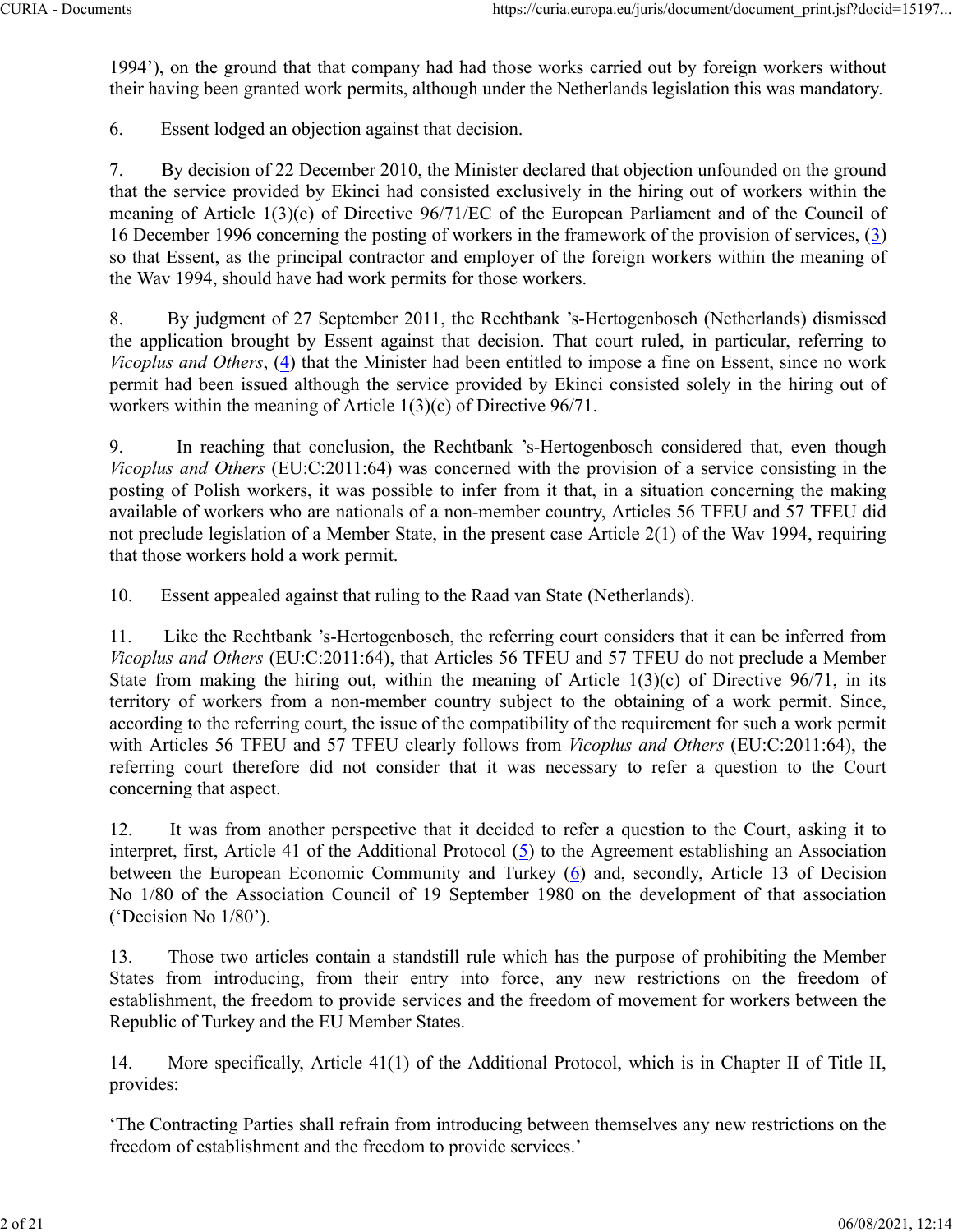1994'), on the ground that that company had had those works carried out by foreign workers without their having been granted work permits, although under the Netherlands legislation this was mandatory.

6. Essent lodged an objection against that decision.

7. By decision of 22 December 2010, the Minister declared that objection unfounded on the ground that the service provided by Ekinci had consisted exclusively in the hiring out of workers within the meaning of Article 1(3)(c) of Directive 96/71/EC of the European Parliament and of the Council of 16 December 1996 concerning the posting of workers in the framework of the provision of services, (3) so that Essent, as the principal contractor and employer of the foreign workers within the meaning of the Wav 1994, should have had work permits for those workers.

8. By judgment of 27 September 2011, the Rechtbank 's-Hertogenbosch (Netherlands) dismissed the application brought by Essent against that decision. That court ruled, in particular, referring to *Vicoplus and Others*, (4) that the Minister had been entitled to impose a fine on Essent, since no work permit had been issued although the service provided by Ekinci consisted solely in the hiring out of workers within the meaning of Article 1(3)(c) of Directive 96/71.

9. In reaching that conclusion, the Rechtbank 's-Hertogenbosch considered that, even though *Vicoplus and Others* (EU:C:2011:64) was concerned with the provision of a service consisting in the posting of Polish workers, it was possible to infer from it that, in a situation concerning the making available of workers who are nationals of a non-member country, Articles 56 TFEU and 57 TFEU did not preclude legislation of a Member State, in the present case Article 2(1) of the Wav 1994, requiring that those workers hold a work permit.

10. Essent appealed against that ruling to the Raad van State (Netherlands).

11. Like the Rechtbank 's-Hertogenbosch, the referring court considers that it can be inferred from *Vicoplus and Others* (EU:C:2011:64), that Articles 56 TFEU and 57 TFEU do not preclude a Member State from making the hiring out, within the meaning of Article 1(3)(c) of Directive 96/71, in its territory of workers from a non-member country subject to the obtaining of a work permit. Since, according to the referring court, the issue of the compatibility of the requirement for such a work permit with Articles 56 TFEU and 57 TFEU clearly follows from *Vicoplus and Others* (EU:C:2011:64), the referring court therefore did not consider that it was necessary to refer a question to the Court concerning that aspect.

12. It was from another perspective that it decided to refer a question to the Court, asking it to interpret, first, Article 41 of the Additional Protocol (5) to the Agreement establishing an Association between the European Economic Community and Turkey (6) and, secondly, Article 13 of Decision No 1/80 of the Association Council of 19 September 1980 on the development of that association ('Decision No 1/80').

13. Those two articles contain a standstill rule which has the purpose of prohibiting the Member States from introducing, from their entry into force, any new restrictions on the freedom of establishment, the freedom to provide services and the freedom of movement for workers between the Republic of Turkey and the EU Member States.

14. More specifically, Article 41(1) of the Additional Protocol, which is in Chapter II of Title II, provides:

'The Contracting Parties shall refrain from introducing between themselves any new restrictions on the freedom of establishment and the freedom to provide services.'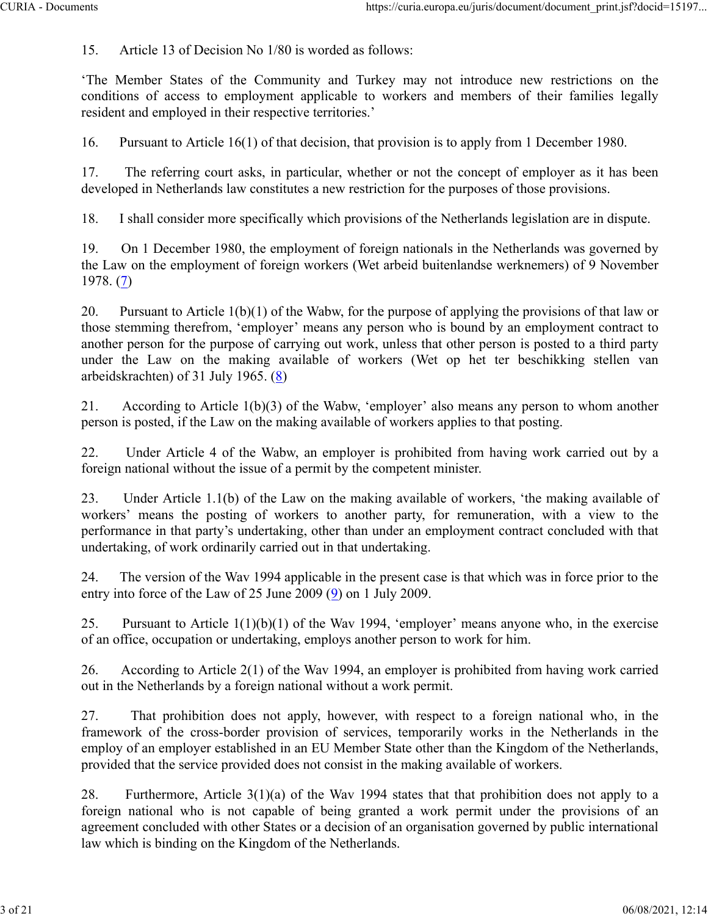15. Article 13 of Decision No 1/80 is worded as follows:

'The Member States of the Community and Turkey may not introduce new restrictions on the conditions of access to employment applicable to workers and members of their families legally resident and employed in their respective territories.'

16. Pursuant to Article 16(1) of that decision, that provision is to apply from 1 December 1980.

17. The referring court asks, in particular, whether or not the concept of employer as it has been developed in Netherlands law constitutes a new restriction for the purposes of those provisions.

18. I shall consider more specifically which provisions of the Netherlands legislation are in dispute.

19. On 1 December 1980, the employment of foreign nationals in the Netherlands was governed by the Law on the employment of foreign workers (Wet arbeid buitenlandse werknemers) of 9 November 1978. (7)

20. Pursuant to Article 1(b)(1) of the Wabw, for the purpose of applying the provisions of that law or those stemming therefrom, 'employer' means any person who is bound by an employment contract to another person for the purpose of carrying out work, unless that other person is posted to a third party under the Law on the making available of workers (Wet op het ter beschikking stellen van arbeidskrachten) of 31 July 1965. (8)

21. According to Article 1(b)(3) of the Wabw, 'employer' also means any person to whom another person is posted, if the Law on the making available of workers applies to that posting.

22. Under Article 4 of the Wabw, an employer is prohibited from having work carried out by a foreign national without the issue of a permit by the competent minister.

23. Under Article 1.1(b) of the Law on the making available of workers, 'the making available of workers' means the posting of workers to another party, for remuneration, with a view to the performance in that party's undertaking, other than under an employment contract concluded with that undertaking, of work ordinarily carried out in that undertaking.

24. The version of the Wav 1994 applicable in the present case is that which was in force prior to the entry into force of the Law of 25 June 2009 (9) on 1 July 2009.

25. Pursuant to Article 1(1)(b)(1) of the Wav 1994, 'employer' means anyone who, in the exercise of an office, occupation or undertaking, employs another person to work for him.

26. According to Article 2(1) of the Wav 1994, an employer is prohibited from having work carried out in the Netherlands by a foreign national without a work permit.

27. That prohibition does not apply, however, with respect to a foreign national who, in the framework of the cross-border provision of services, temporarily works in the Netherlands in the employ of an employer established in an EU Member State other than the Kingdom of the Netherlands, provided that the service provided does not consist in the making available of workers.

28. Furthermore, Article 3(1)(a) of the Wav 1994 states that that prohibition does not apply to a foreign national who is not capable of being granted a work permit under the provisions of an agreement concluded with other States or a decision of an organisation governed by public international law which is binding on the Kingdom of the Netherlands.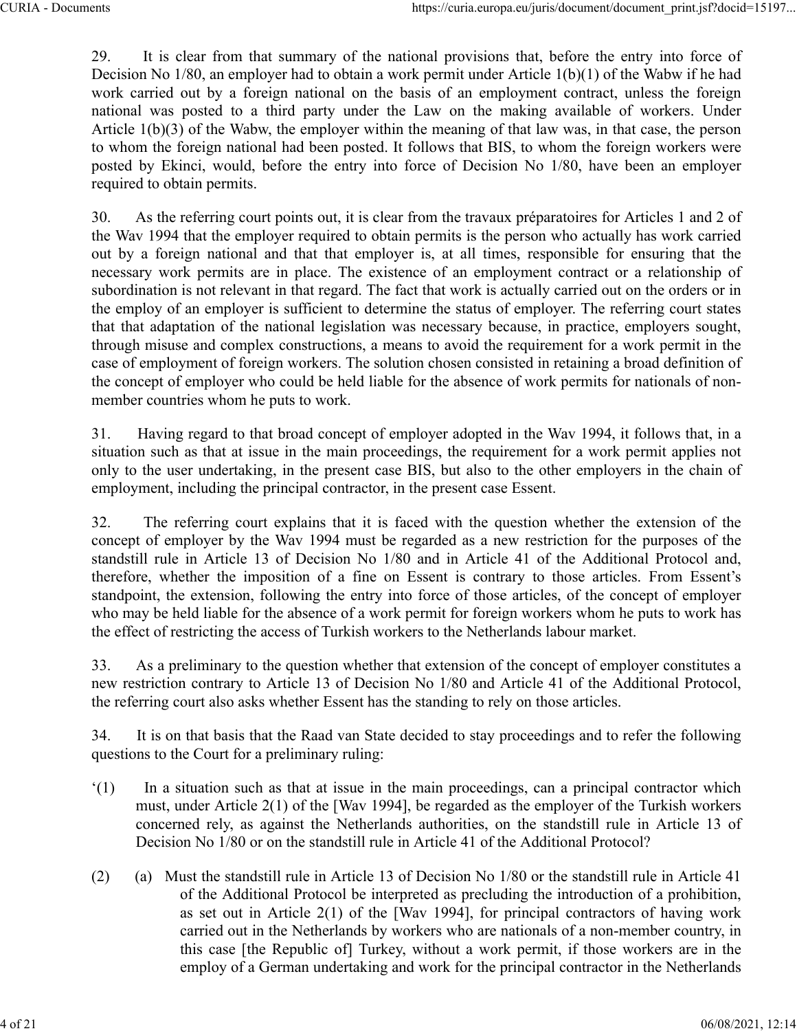29. It is clear from that summary of the national provisions that, before the entry into force of Decision No 1/80, an employer had to obtain a work permit under Article 1(b)(1) of the Wabw if he had work carried out by a foreign national on the basis of an employment contract, unless the foreign national was posted to a third party under the Law on the making available of workers. Under Article 1(b)(3) of the Wabw, the employer within the meaning of that law was, in that case, the person to whom the foreign national had been posted. It follows that BIS, to whom the foreign workers were posted by Ekinci, would, before the entry into force of Decision No 1/80, have been an employer required to obtain permits.

30. As the referring court points out, it is clear from the travaux préparatoires for Articles 1 and 2 of the Wav 1994 that the employer required to obtain permits is the person who actually has work carried out by a foreign national and that that employer is, at all times, responsible for ensuring that the necessary work permits are in place. The existence of an employment contract or a relationship of subordination is not relevant in that regard. The fact that work is actually carried out on the orders or in the employ of an employer is sufficient to determine the status of employer. The referring court states that that adaptation of the national legislation was necessary because, in practice, employers sought, through misuse and complex constructions, a means to avoid the requirement for a work permit in the case of employment of foreign workers. The solution chosen consisted in retaining a broad definition of the concept of employer who could be held liable for the absence of work permits for nationals of non-member countries whom he puts to work.

31. Having regard to that broad concept of employer adopted in the Wav 1994, it follows that, in a situation such as that at issue in the main proceedings, the requirement for a work permit applies not only to the user undertaking, in the present case BIS, but also to the other employers in the chain of employment, including the principal contractor, in the present case Essent.

32. The referring court explains that it is faced with the question whether the extension of the concept of employer by the Wav 1994 must be regarded as a new restriction for the purposes of the standstill rule in Article 13 of Decision No 1/80 and in Article 41 of the Additional Protocol and, therefore, whether the imposition of a fine on Essent is contrary to those articles. From Essent's standpoint, the extension, following the entry into force of those articles, of the concept of employer who may be held liable for the absence of a work permit for foreign workers whom he puts to work has the effect of restricting the access of Turkish workers to the Netherlands labour market.

33. As a preliminary to the question whether that extension of the concept of employer constitutes a new restriction contrary to Article 13 of Decision No 1/80 and Article 41 of the Additional Protocol, the referring court also asks whether Essent has the standing to rely on those articles.

34. It is on that basis that the Raad van State decided to stay proceedings and to refer the following questions to the Court for a preliminary ruling:

'(1) In a situation such as that at issue in the main proceedings, can a principal contractor which must, under Article 2(1) of the [Wav 1994], be regarded as the employer of the Turkish workers concerned rely, as against the Netherlands authorities, on the standstill rule in Article 13 of Decision No 1/80 or on the standstill rule in Article 41 of the Additional Protocol?

(2) (a) Must the standstill rule in Article 13 of Decision No 1/80 or the standstill rule in Article 41 of the Additional Protocol be interpreted as precluding the introduction of a prohibition, as set out in Article 2(1) of the [Wav 1994], for principal contractors of having work carried out in the Netherlands by workers who are nationals of a non-member country, in this case [the Republic of] Turkey, without a work permit, if those workers are in the employ of a German undertaking and work for the principal contractor in the Netherlands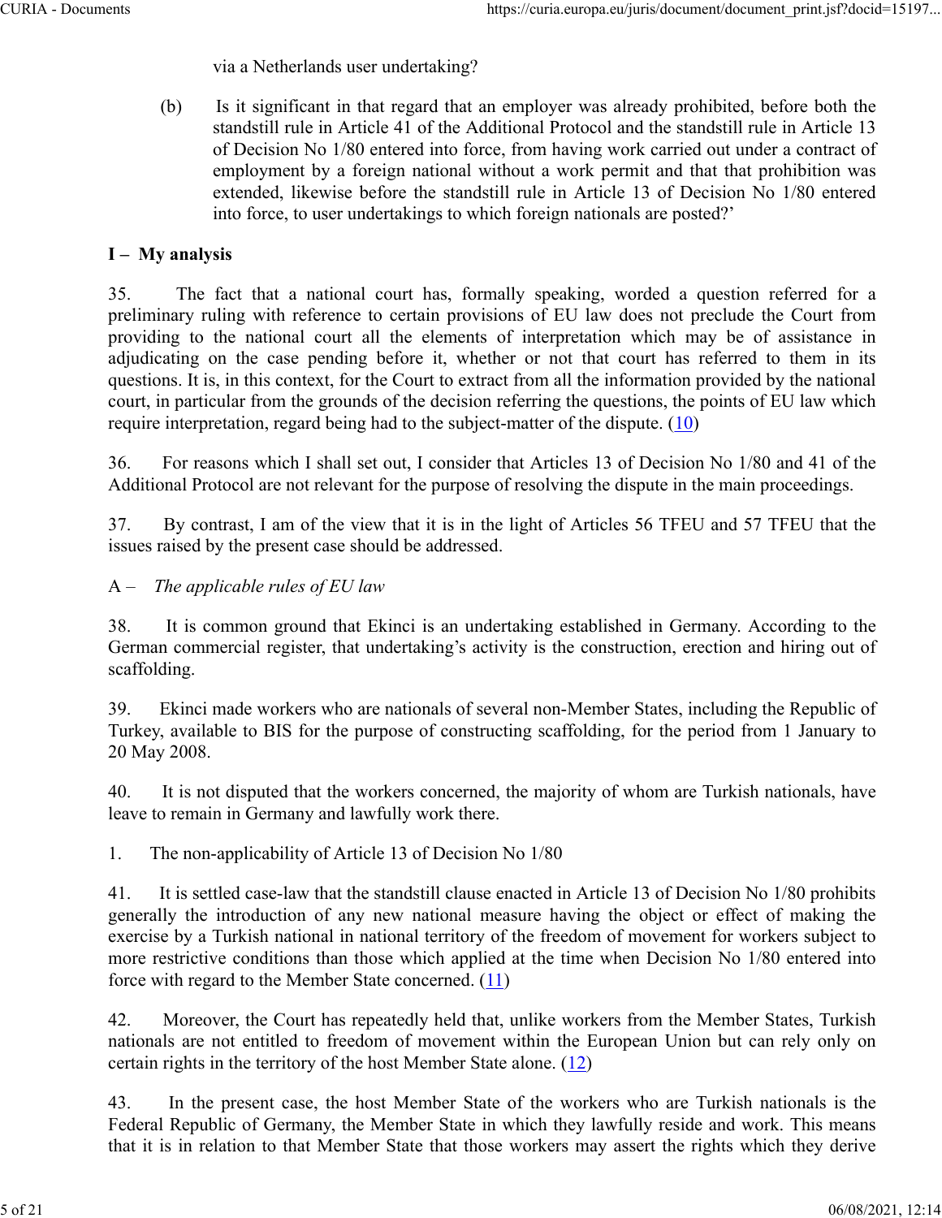via a Netherlands user undertaking?

(b) Is it significant in that regard that an employer was already prohibited, before both the standstill rule in Article 41 of the Additional Protocol and the standstill rule in Article 13 of Decision No 1/80 entered into force, from having work carried out under a contract of employment by a foreign national without a work permit and that that prohibition was extended, likewise before the standstill rule in Article 13 of Decision No 1/80 entered into force, to user undertakings to which foreign nationals are posted?'

## I – My analysis

35. The fact that a national court has, formally speaking, worded a question referred for a preliminary ruling with reference to certain provisions of EU law does not preclude the Court from providing to the national court all the elements of interpretation which may be of assistance in adjudicating on the case pending before it, whether or not that court has referred to them in its questions. It is, in this context, for the Court to extract from all the information provided by the national court, in particular from the grounds of the decision referring the questions, the points of EU law which require interpretation, regard being had to the subject-matter of the dispute. (10)

36. For reasons which I shall set out, I consider that Articles 13 of Decision No 1/80 and 41 of the Additional Protocol are not relevant for the purpose of resolving the dispute in the main proceedings.

37. By contrast, I am of the view that it is in the light of Articles 56 TFEU and 57 TFEU that the issues raised by the present case should be addressed.

### A – *The applicable rules of EU law*

38. It is common ground that Ekinci is an undertaking established in Germany. According to the German commercial register, that undertaking's activity is the construction, erection and hiring out of scaffolding.

39. Ekinci made workers who are nationals of several non-Member States, including the Republic of Turkey, available to BIS for the purpose of constructing scaffolding, for the period from 1 January to 20 May 2008.

40. It is not disputed that the workers concerned, the majority of whom are Turkish nationals, have leave to remain in Germany and lawfully work there.

#### 1. The non-applicability of Article 13 of Decision No 1/80

41. It is settled case-law that the standstill clause enacted in Article 13 of Decision No 1/80 prohibits generally the introduction of any new national measure having the object or effect of making the exercise by a Turkish national in national territory of the freedom of movement for workers subject to more restrictive conditions than those which applied at the time when Decision No 1/80 entered into force with regard to the Member State concerned. (11)

42. Moreover, the Court has repeatedly held that, unlike workers from the Member States, Turkish nationals are not entitled to freedom of movement within the European Union but can rely only on certain rights in the territory of the host Member State alone. (12)

43. In the present case, the host Member State of the workers who are Turkish nationals is the Federal Republic of Germany, the Member State in which they lawfully reside and work. This means that it is in relation to that Member State that those workers may assert the rights which they derive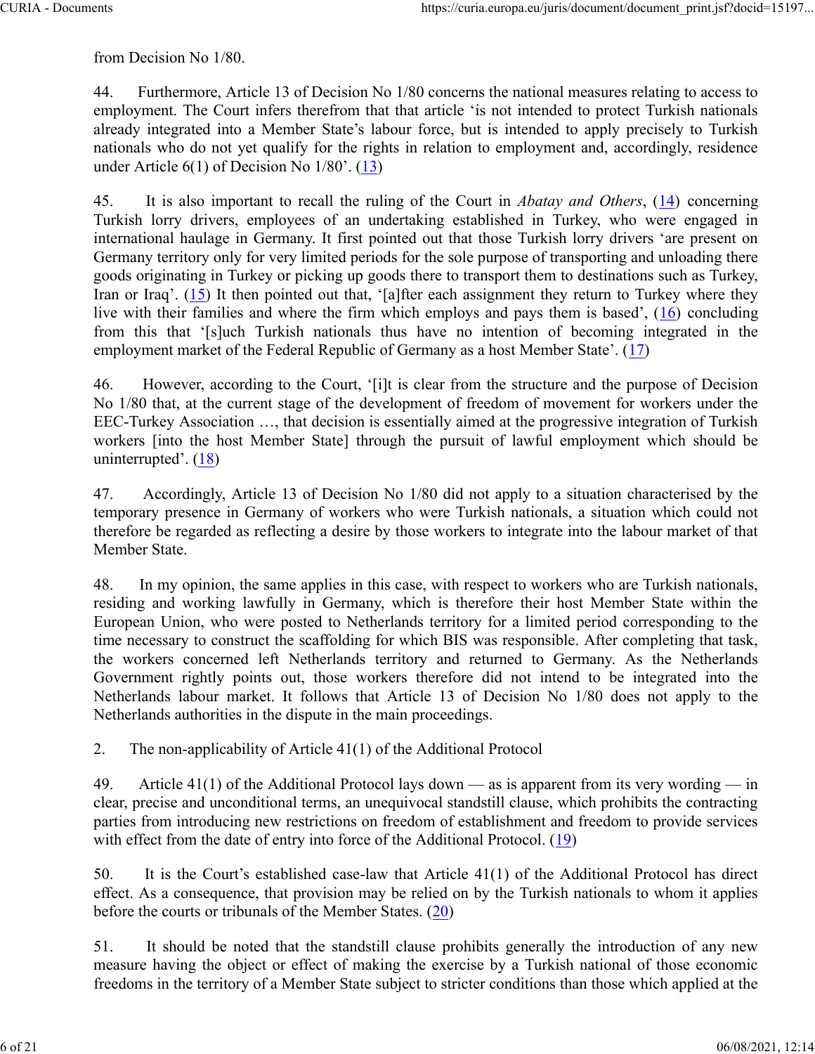from Decision No 1/80.

44. Furthermore, Article 13 of Decision No 1/80 concerns the national measures relating to access to employment. The Court infers therefrom that that article 'is not intended to protect Turkish nationals already integrated into a Member State's labour force, but is intended to apply precisely to Turkish nationals who do not yet qualify for the rights in relation to employment and, accordingly, residence under Article 6(1) of Decision No 1/80'. (13)

45. It is also important to recall the ruling of the Court in *Abatay and Others*, (14) concerning Turkish lorry drivers, employees of an undertaking established in Turkey, who were engaged in international haulage in Germany. It first pointed out that those Turkish lorry drivers 'are present on Germany territory only for very limited periods for the sole purpose of transporting and unloading there goods originating in Turkey or picking up goods there to transport them to destinations such as Turkey, Iran or Iraq'. (15) It then pointed out that, '[a]fter each assignment they return to Turkey where they live with their families and where the firm which employs and pays them is based', (16) concluding from this that '[s]uch Turkish nationals thus have no intention of becoming integrated in the employment market of the Federal Republic of Germany as a host Member State'. (17)

46. However, according to the Court, '[i]t is clear from the structure and the purpose of Decision No 1/80 that, at the current stage of the development of freedom of movement for workers under the EEC-Turkey Association …, that decision is essentially aimed at the progressive integration of Turkish workers [into the host Member State] through the pursuit of lawful employment which should be uninterrupted'. (18)

47. Accordingly, Article 13 of Decision No 1/80 did not apply to a situation characterised by the temporary presence in Germany of workers who were Turkish nationals, a situation which could not therefore be regarded as reflecting a desire by those workers to integrate into the labour market of that Member State.

48. In my opinion, the same applies in this case, with respect to workers who are Turkish nationals, residing and working lawfully in Germany, which is therefore their host Member State within the European Union, who were posted to Netherlands territory for a limited period corresponding to the time necessary to construct the scaffolding for which BIS was responsible. After completing that task, the workers concerned left Netherlands territory and returned to Germany. As the Netherlands Government rightly points out, those workers therefore did not intend to be integrated into the Netherlands labour market. It follows that Article 13 of Decision No 1/80 does not apply to the Netherlands authorities in the dispute in the main proceedings.

2. The non-applicability of Article 41(1) of the Additional Protocol

49. Article 41(1) of the Additional Protocol lays down — as is apparent from its very wording — in clear, precise and unconditional terms, an unequivocal standstill clause, which prohibits the contracting parties from introducing new restrictions on freedom of establishment and freedom to provide services with effect from the date of entry into force of the Additional Protocol. (19)

50. It is the Court's established case-law that Article 41(1) of the Additional Protocol has direct effect. As a consequence, that provision may be relied on by the Turkish nationals to whom it applies before the courts or tribunals of the Member States. (20)

51. It should be noted that the standstill clause prohibits generally the introduction of any new measure having the object or effect of making the exercise by a Turkish national of those economic freedoms in the territory of a Member State subject to stricter conditions than those which applied at the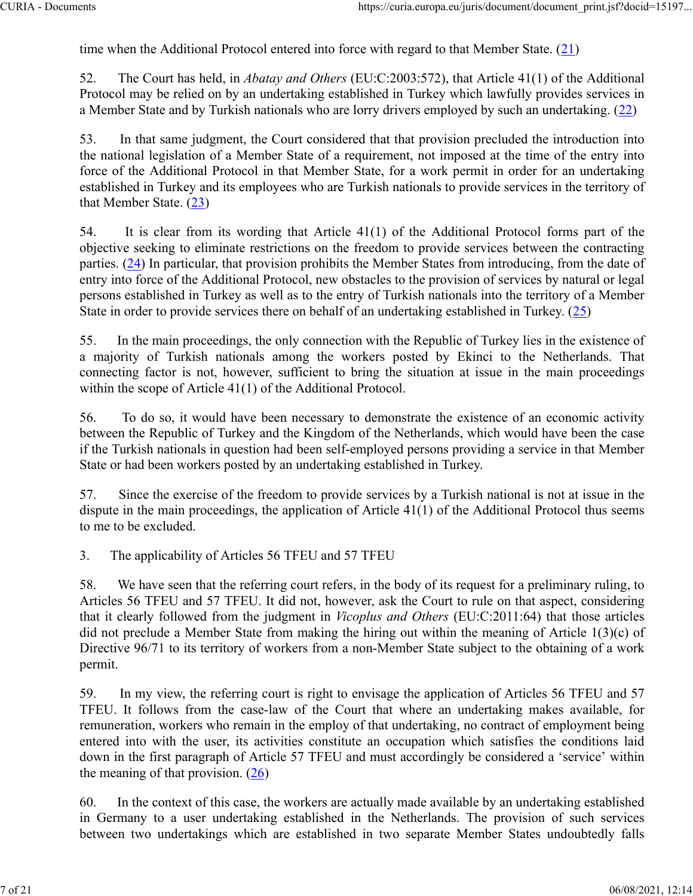time when the Additional Protocol entered into force with regard to that Member State. (21)

52. The Court has held, in *Abatay and Others* (EU:C:2003:572), that Article 41(1) of the Additional Protocol may be relied on by an undertaking established in Turkey which lawfully provides services in a Member State and by Turkish nationals who are lorry drivers employed by such an undertaking. (22)

53. In that same judgment, the Court considered that that provision precluded the introduction into the national legislation of a Member State of a requirement, not imposed at the time of the entry into force of the Additional Protocol in that Member State, for a work permit in order for an undertaking established in Turkey and its employees who are Turkish nationals to provide services in the territory of that Member State. (23)

54. It is clear from its wording that Article 41(1) of the Additional Protocol forms part of the objective seeking to eliminate restrictions on the freedom to provide services between the contracting parties. (24) In particular, that provision prohibits the Member States from introducing, from the date of entry into force of the Additional Protocol, new obstacles to the provision of services by natural or legal persons established in Turkey as well as to the entry of Turkish nationals into the territory of a Member State in order to provide services there on behalf of an undertaking established in Turkey. (25)

55. In the main proceedings, the only connection with the Republic of Turkey lies in the existence of a majority of Turkish nationals among the workers posted by Ekinci to the Netherlands. That connecting factor is not, however, sufficient to bring the situation at issue in the main proceedings within the scope of Article 41(1) of the Additional Protocol.

56. To do so, it would have been necessary to demonstrate the existence of an economic activity between the Republic of Turkey and the Kingdom of the Netherlands, which would have been the case if the Turkish nationals in question had been self-employed persons providing a service in that Member State or had been workers posted by an undertaking established in Turkey.

57. Since the exercise of the freedom to provide services by a Turkish national is not at issue in the dispute in the main proceedings, the application of Article 41(1) of the Additional Protocol thus seems to me to be excluded.

3. The applicability of Articles 56 TFEU and 57 TFEU

58. We have seen that the referring court refers, in the body of its request for a preliminary ruling, to Articles 56 TFEU and 57 TFEU. It did not, however, ask the Court to rule on that aspect, considering that it clearly followed from the judgment in *Vicoplus and Others* (EU:C:2011:64) that those articles did not preclude a Member State from making the hiring out within the meaning of Article 1(3)(c) of Directive 96/71 to its territory of workers from a non-Member State subject to the obtaining of a work permit.

59. In my view, the referring court is right to envisage the application of Articles 56 TFEU and 57 TFEU. It follows from the case-law of the Court that where an undertaking makes available, for remuneration, workers who remain in the employ of that undertaking, no contract of employment being entered into with the user, its activities constitute an occupation which satisfies the conditions laid down in the first paragraph of Article 57 TFEU and must accordingly be considered a 'service' within the meaning of that provision. (26)

60. In the context of this case, the workers are actually made available by an undertaking established in Germany to a user undertaking established in the Netherlands. The provision of such services between two undertakings which are established in two separate Member States undoubtedly falls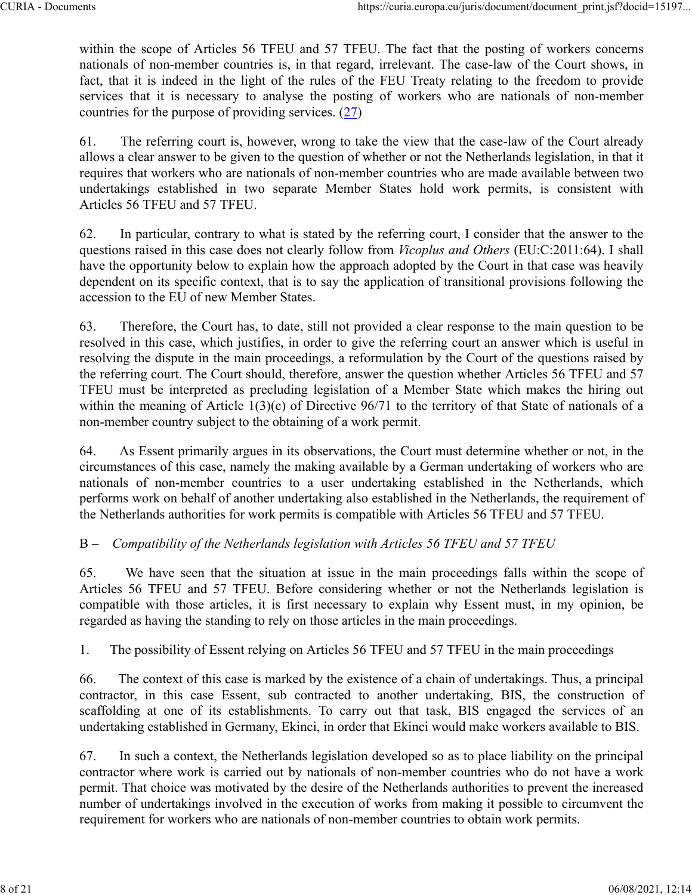within the scope of Articles 56 TFEU and 57 TFEU. The fact that the posting of workers concerns nationals of non-member countries is, in that regard, irrelevant. The case-law of the Court shows, in fact, that it is indeed in the light of the rules of the FEU Treaty relating to the freedom to provide services that it is necessary to analyse the posting of workers who are nationals of non-member countries for the purpose of providing services. (27)

61. The referring court is, however, wrong to take the view that the case-law of the Court already allows a clear answer to be given to the question of whether or not the Netherlands legislation, in that it requires that workers who are nationals of non-member countries who are made available between two undertakings established in two separate Member States hold work permits, is consistent with Articles 56 TFEU and 57 TFEU.

62. In particular, contrary to what is stated by the referring court, I consider that the answer to the questions raised in this case does not clearly follow from *Vicoplus and Others* (EU:C:2011:64). I shall have the opportunity below to explain how the approach adopted by the Court in that case was heavily dependent on its specific context, that is to say the application of transitional provisions following the accession to the EU of new Member States.

63. Therefore, the Court has, to date, still not provided a clear response to the main question to be resolved in this case, which justifies, in order to give the referring court an answer which is useful in resolving the dispute in the main proceedings, a reformulation by the Court of the questions raised by the referring court. The Court should, therefore, answer the question whether Articles 56 TFEU and 57 TFEU must be interpreted as precluding legislation of a Member State which makes the hiring out within the meaning of Article 1(3)(c) of Directive 96/71 to the territory of that State of nationals of a non-member country subject to the obtaining of a work permit.

64. As Essent primarily argues in its observations, the Court must determine whether or not, in the circumstances of this case, namely the making available by a German undertaking of workers who are nationals of non-member countries to a user undertaking established in the Netherlands, which performs work on behalf of another undertaking also established in the Netherlands, the requirement of the Netherlands authorities for work permits is compatible with Articles 56 TFEU and 57 TFEU.

### B – *Compatibility of the Netherlands legislation with Articles 56 TFEU and 57 TFEU*

65. We have seen that the situation at issue in the main proceedings falls within the scope of Articles 56 TFEU and 57 TFEU. Before considering whether or not the Netherlands legislation is compatible with those articles, it is first necessary to explain why Essent must, in my opinion, be regarded as having the standing to rely on those articles in the main proceedings.

#### 1. The possibility of Essent relying on Articles 56 TFEU and 57 TFEU in the main proceedings

66. The context of this case is marked by the existence of a chain of undertakings. Thus, a principal contractor, in this case Essent, sub contracted to another undertaking, BIS, the construction of scaffolding at one of its establishments. To carry out that task, BIS engaged the services of an undertaking established in Germany, Ekinci, in order that Ekinci would make workers available to BIS.

67. In such a context, the Netherlands legislation developed so as to place liability on the principal contractor where work is carried out by nationals of non-member countries who do not have a work permit. That choice was motivated by the desire of the Netherlands authorities to prevent the increased number of undertakings involved in the execution of works from making it possible to circumvent the requirement for workers who are nationals of non-member countries to obtain work permits.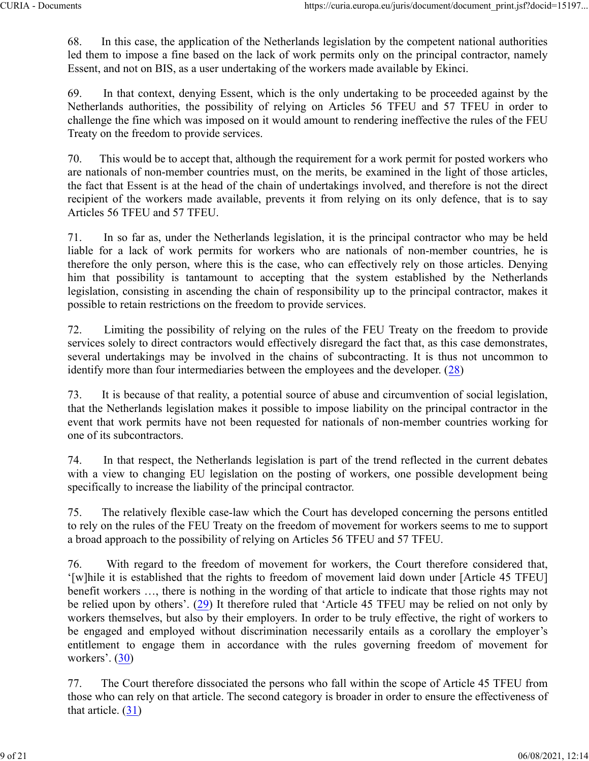68. In this case, the application of the Netherlands legislation by the competent national authorities led them to impose a fine based on the lack of work permits only on the principal contractor, namely Essent, and not on BIS, as a user undertaking of the workers made available by Ekinci.

69. In that context, denying Essent, which is the only undertaking to be proceeded against by the Netherlands authorities, the possibility of relying on Articles 56 TFEU and 57 TFEU in order to challenge the fine which was imposed on it would amount to rendering ineffective the rules of the FEU Treaty on the freedom to provide services.

70. This would be to accept that, although the requirement for a work permit for posted workers who are nationals of non-member countries must, on the merits, be examined in the light of those articles, the fact that Essent is at the head of the chain of undertakings involved, and therefore is not the direct recipient of the workers made available, prevents it from relying on its only defence, that is to say Articles 56 TFEU and 57 TFEU.

71. In so far as, under the Netherlands legislation, it is the principal contractor who may be held liable for a lack of work permits for workers who are nationals of non-member countries, he is therefore the only person, where this is the case, who can effectively rely on those articles. Denying him that possibility is tantamount to accepting that the system established by the Netherlands legislation, consisting in ascending the chain of responsibility up to the principal contractor, makes it possible to retain restrictions on the freedom to provide services.

72. Limiting the possibility of relying on the rules of the FEU Treaty on the freedom to provide services solely to direct contractors would effectively disregard the fact that, as this case demonstrates, several undertakings may be involved in the chains of subcontracting. It is thus not uncommon to identify more than four intermediaries between the employees and the developer. (28)

73. It is because of that reality, a potential source of abuse and circumvention of social legislation, that the Netherlands legislation makes it possible to impose liability on the principal contractor in the event that work permits have not been requested for nationals of non-member countries working for one of its subcontractors.

74. In that respect, the Netherlands legislation is part of the trend reflected in the current debates with a view to changing EU legislation on the posting of workers, one possible development being specifically to increase the liability of the principal contractor.

75. The relatively flexible case-law which the Court has developed concerning the persons entitled to rely on the rules of the FEU Treaty on the freedom of movement for workers seems to me to support a broad approach to the possibility of relying on Articles 56 TFEU and 57 TFEU.

76. With regard to the freedom of movement for workers, the Court therefore considered that, '[w]hile it is established that the rights to freedom of movement laid down under [Article 45 TFEU] benefit workers …, there is nothing in the wording of that article to indicate that those rights may not be relied upon by others'. (29) It therefore ruled that 'Article 45 TFEU may be relied on not only by workers themselves, but also by their employers. In order to be truly effective, the right of workers to be engaged and employed without discrimination necessarily entails as a corollary the employer's entitlement to engage them in accordance with the rules governing freedom of movement for workers'. (30)

77. The Court therefore dissociated the persons who fall within the scope of Article 45 TFEU from those who can rely on that article. The second category is broader in order to ensure the effectiveness of that article. (31)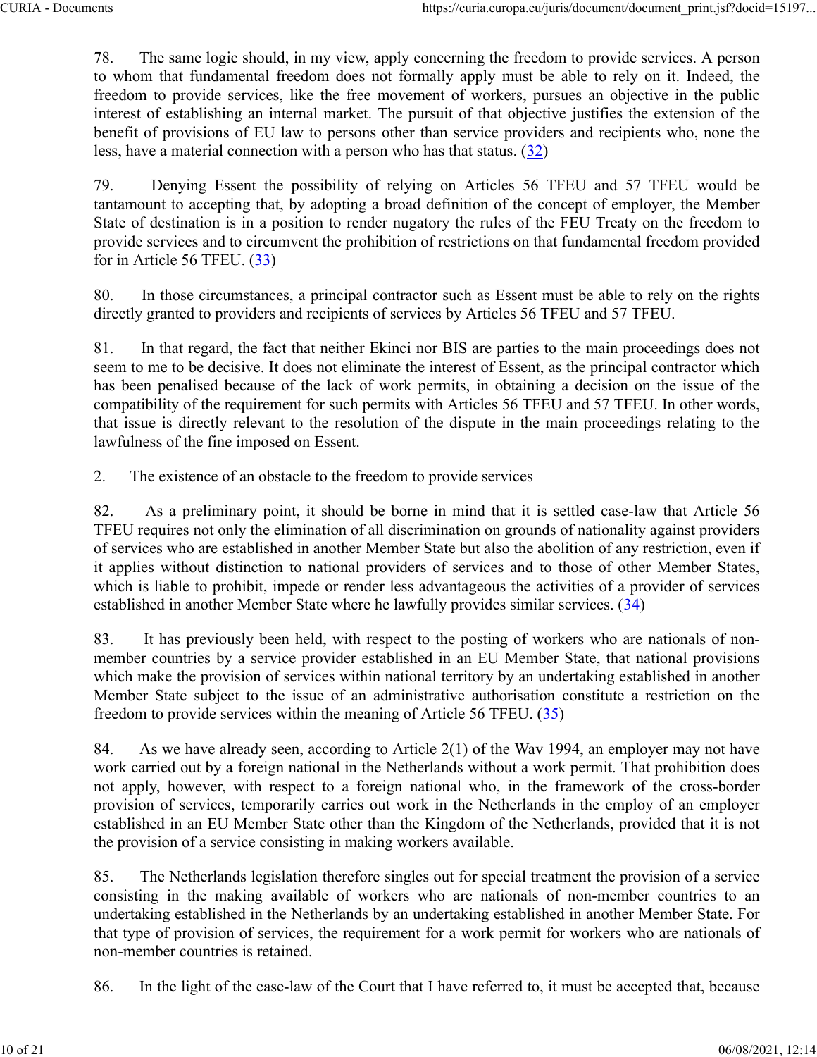78. The same logic should, in my view, apply concerning the freedom to provide services. A person to whom that fundamental freedom does not formally apply must be able to rely on it. Indeed, the freedom to provide services, like the free movement of workers, pursues an objective in the public interest of establishing an internal market. The pursuit of that objective justifies the extension of the benefit of provisions of EU law to persons other than service providers and recipients who, none the less, have a material connection with a person who has that status. (32)

79. Denying Essent the possibility of relying on Articles 56 TFEU and 57 TFEU would be tantamount to accepting that, by adopting a broad definition of the concept of employer, the Member State of destination is in a position to render nugatory the rules of the FEU Treaty on the freedom to provide services and to circumvent the prohibition of restrictions on that fundamental freedom provided for in Article 56 TFEU. (33)

80. In those circumstances, a principal contractor such as Essent must be able to rely on the rights directly granted to providers and recipients of services by Articles 56 TFEU and 57 TFEU.

81. In that regard, the fact that neither Ekinci nor BIS are parties to the main proceedings does not seem to me to be decisive. It does not eliminate the interest of Essent, as the principal contractor which has been penalised because of the lack of work permits, in obtaining a decision on the issue of the compatibility of the requirement for such permits with Articles 56 TFEU and 57 TFEU. In other words, that issue is directly relevant to the resolution of the dispute in the main proceedings relating to the lawfulness of the fine imposed on Essent.

2. The existence of an obstacle to the freedom to provide services

82. As a preliminary point, it should be borne in mind that it is settled case-law that Article 56 TFEU requires not only the elimination of all discrimination on grounds of nationality against providers of services who are established in another Member State but also the abolition of any restriction, even if it applies without distinction to national providers of services and to those of other Member States, which is liable to prohibit, impede or render less advantageous the activities of a provider of services established in another Member State where he lawfully provides similar services. (34)

83. It has previously been held, with respect to the posting of workers who are nationals of non-member countries by a service provider established in an EU Member State, that national provisions which make the provision of services within national territory by an undertaking established in another Member State subject to the issue of an administrative authorisation constitute a restriction on the freedom to provide services within the meaning of Article 56 TFEU. (35)

84. As we have already seen, according to Article 2(1) of the Wav 1994, an employer may not have work carried out by a foreign national in the Netherlands without a work permit. That prohibition does not apply, however, with respect to a foreign national who, in the framework of the cross-border provision of services, temporarily carries out work in the Netherlands in the employ of an employer established in an EU Member State other than the Kingdom of the Netherlands, provided that it is not the provision of a service consisting in making workers available.

85. The Netherlands legislation therefore singles out for special treatment the provision of a service consisting in the making available of workers who are nationals of non-member countries to an undertaking established in the Netherlands by an undertaking established in another Member State. For that type of provision of services, the requirement for a work permit for workers who are nationals of non-member countries is retained.

86. In the light of the case-law of the Court that I have referred to, it must be accepted that, because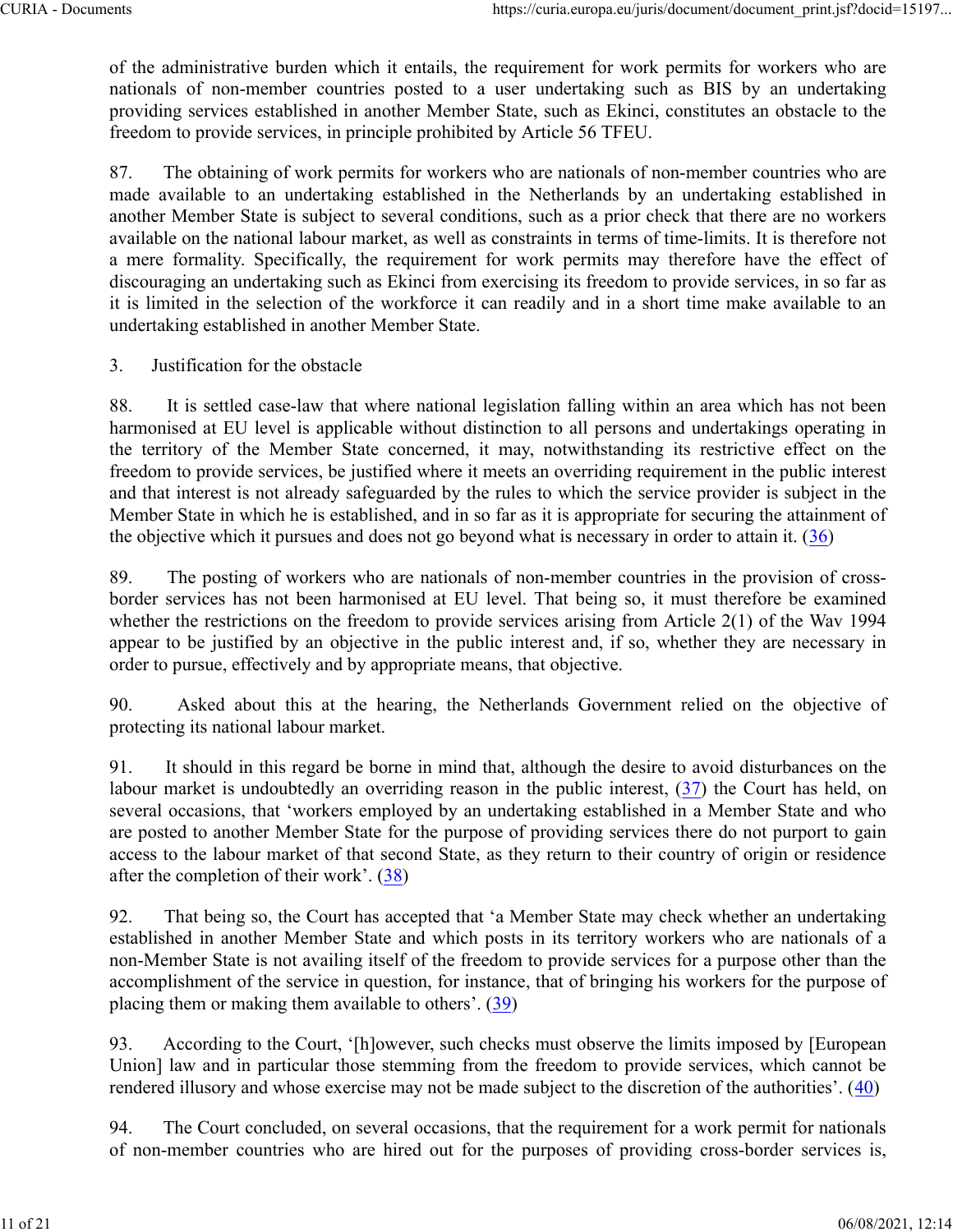of the administrative burden which it entails, the requirement for work permits for workers who are nationals of non-member countries posted to a user undertaking such as BIS by an undertaking providing services established in another Member State, such as Ekinci, constitutes an obstacle to the freedom to provide services, in principle prohibited by Article 56 TFEU.

87. The obtaining of work permits for workers who are nationals of non-member countries who are made available to an undertaking established in the Netherlands by an undertaking established in another Member State is subject to several conditions, such as a prior check that there are no workers available on the national labour market, as well as constraints in terms of time-limits. It is therefore not a mere formality. Specifically, the requirement for work permits may therefore have the effect of discouraging an undertaking such as Ekinci from exercising its freedom to provide services, in so far as it is limited in the selection of the workforce it can readily and in a short time make available to an undertaking established in another Member State.

3. Justification for the obstacle

88. It is settled case-law that where national legislation falling within an area which has not been harmonised at EU level is applicable without distinction to all persons and undertakings operating in the territory of the Member State concerned, it may, notwithstanding its restrictive effect on the freedom to provide services, be justified where it meets an overriding requirement in the public interest and that interest is not already safeguarded by the rules to which the service provider is subject in the Member State in which he is established, and in so far as it is appropriate for securing the attainment of the objective which it pursues and does not go beyond what is necessary in order to attain it. (36)

89. The posting of workers who are nationals of non-member countries in the provision of cross-border services has not been harmonised at EU level. That being so, it must therefore be examined whether the restrictions on the freedom to provide services arising from Article 2(1) of the Wav 1994 appear to be justified by an objective in the public interest and, if so, whether they are necessary in order to pursue, effectively and by appropriate means, that objective.

90. Asked about this at the hearing, the Netherlands Government relied on the objective of protecting its national labour market.

91. It should in this regard be borne in mind that, although the desire to avoid disturbances on the labour market is undoubtedly an overriding reason in the public interest, (37) the Court has held, on several occasions, that 'workers employed by an undertaking established in a Member State and who are posted to another Member State for the purpose of providing services there do not purport to gain access to the labour market of that second State, as they return to their country of origin or residence after the completion of their work'. (38)

92. That being so, the Court has accepted that 'a Member State may check whether an undertaking established in another Member State and which posts in its territory workers who are nationals of a non-Member State is not availing itself of the freedom to provide services for a purpose other than the accomplishment of the service in question, for instance, that of bringing his workers for the purpose of placing them or making them available to others'. (39)

93. According to the Court, '[h]owever, such checks must observe the limits imposed by [European Union] law and in particular those stemming from the freedom to provide services, which cannot be rendered illusory and whose exercise may not be made subject to the discretion of the authorities'. (40)

94. The Court concluded, on several occasions, that the requirement for a work permit for nationals of non-member countries who are hired out for the purposes of providing cross-border services is,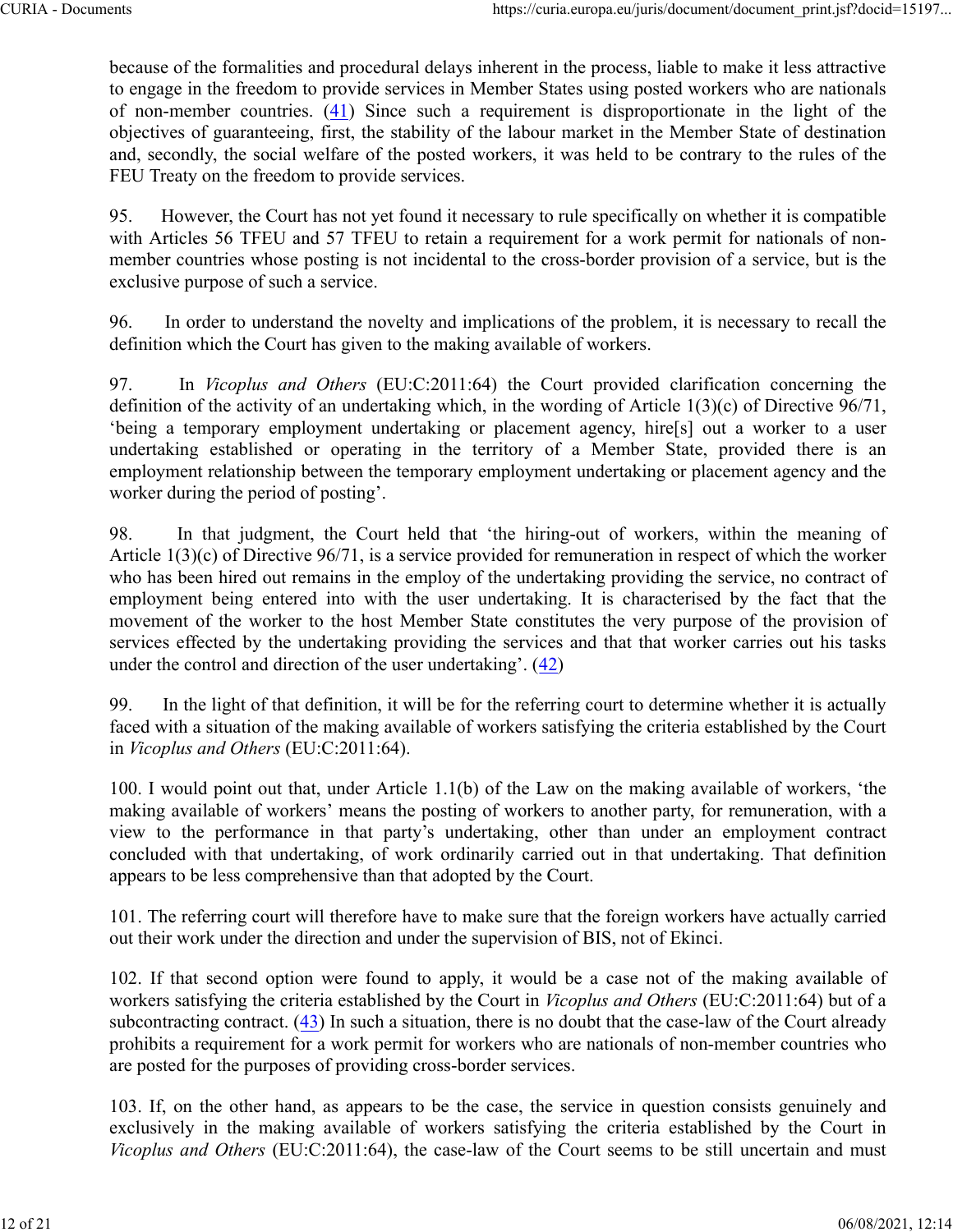because of the formalities and procedural delays inherent in the process, liable to make it less attractive to engage in the freedom to provide services in Member States using posted workers who are nationals of non-member countries. (41) Since such a requirement is disproportionate in the light of the objectives of guaranteeing, first, the stability of the labour market in the Member State of destination and, secondly, the social welfare of the posted workers, it was held to be contrary to the rules of the FEU Treaty on the freedom to provide services.

95. However, the Court has not yet found it necessary to rule specifically on whether it is compatible with Articles 56 TFEU and 57 TFEU to retain a requirement for a work permit for nationals of non-member countries whose posting is not incidental to the cross-border provision of a service, but is the exclusive purpose of such a service.

96. In order to understand the novelty and implications of the problem, it is necessary to recall the definition which the Court has given to the making available of workers.

97. In *Vicoplus and Others* (EU:C:2011:64) the Court provided clarification concerning the definition of the activity of an undertaking which, in the wording of Article 1(3)(c) of Directive 96/71, 'being a temporary employment undertaking or placement agency, hire[s] out a worker to a user undertaking established or operating in the territory of a Member State, provided there is an employment relationship between the temporary employment undertaking or placement agency and the worker during the period of posting'.

98. In that judgment, the Court held that 'the hiring-out of workers, within the meaning of Article 1(3)(c) of Directive 96/71, is a service provided for remuneration in respect of which the worker who has been hired out remains in the employ of the undertaking providing the service, no contract of employment being entered into with the user undertaking. It is characterised by the fact that the movement of the worker to the host Member State constitutes the very purpose of the provision of services effected by the undertaking providing the services and that that worker carries out his tasks under the control and direction of the user undertaking'. (42)

99. In the light of that definition, it will be for the referring court to determine whether it is actually faced with a situation of the making available of workers satisfying the criteria established by the Court in *Vicoplus and Others* (EU:C:2011:64).

100. I would point out that, under Article 1.1(b) of the Law on the making available of workers, 'the making available of workers' means the posting of workers to another party, for remuneration, with a view to the performance in that party's undertaking, other than under an employment contract concluded with that undertaking, of work ordinarily carried out in that undertaking. That definition appears to be less comprehensive than that adopted by the Court.

101. The referring court will therefore have to make sure that the foreign workers have actually carried out their work under the direction and under the supervision of BIS, not of Ekinci.

102. If that second option were found to apply, it would be a case not of the making available of workers satisfying the criteria established by the Court in *Vicoplus and Others* (EU:C:2011:64) but of a subcontracting contract. (43) In such a situation, there is no doubt that the case-law of the Court already prohibits a requirement for a work permit for workers who are nationals of non-member countries who are posted for the purposes of providing cross-border services.

103. If, on the other hand, as appears to be the case, the service in question consists genuinely and exclusively in the making available of workers satisfying the criteria established by the Court in *Vicoplus and Others* (EU:C:2011:64), the case-law of the Court seems to be still uncertain and must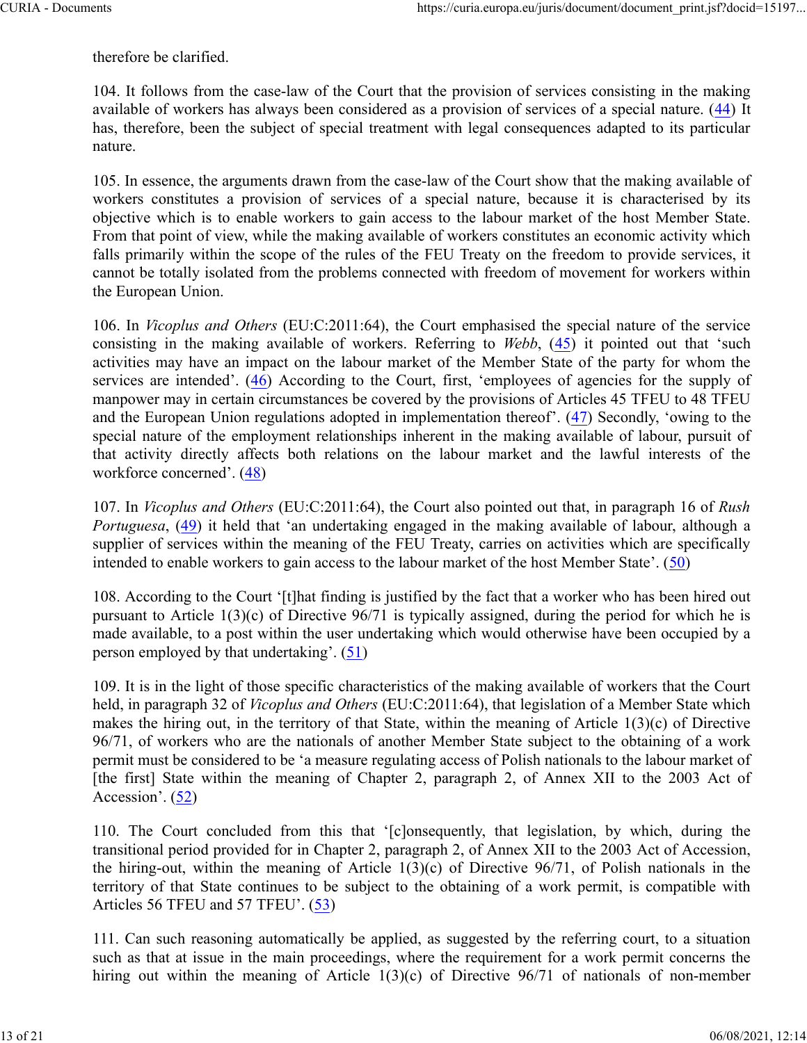therefore be clarified.

104. It follows from the case-law of the Court that the provision of services consisting in the making available of workers has always been considered as a provision of services of a special nature. ([44]) It has, therefore, been the subject of special treatment with legal consequences adapted to its particular nature.

105. In essence, the arguments drawn from the case-law of the Court show that the making available of workers constitutes a provision of services of a special nature, because it is characterised by its objective which is to enable workers to gain access to the labour market of the host Member State. From that point of view, while the making available of workers constitutes an economic activity which falls primarily within the scope of the rules of the FEU Treaty on the freedom to provide services, it cannot be totally isolated from the problems connected with freedom of movement for workers within the European Union.

106. In *Vicoplus and Others* (EU:C:2011:64), the Court emphasised the special nature of the service consisting in the making available of workers. Referring to *Webb*, ([45]) it pointed out that 'such activities may have an impact on the labour market of the Member State of the party for whom the services are intended'. ([46]) According to the Court, first, 'employees of agencies for the supply of manpower may in certain circumstances be covered by the provisions of Articles 45 TFEU to 48 TFEU and the European Union regulations adopted in implementation thereof'. ([47]) Secondly, 'owing to the special nature of the employment relationships inherent in the making available of labour, pursuit of that activity directly affects both relations on the labour market and the lawful interests of the workforce concerned'. ([48])

107. In *Vicoplus and Others* (EU:C:2011:64), the Court also pointed out that, in paragraph 16 of *Rush Portuguesa*, ([49]) it held that 'an undertaking engaged in the making available of labour, although a supplier of services within the meaning of the FEU Treaty, carries on activities which are specifically intended to enable workers to gain access to the labour market of the host Member State'. ([50])

108. According to the Court '[t]hat finding is justified by the fact that a worker who has been hired out pursuant to Article 1(3)(c) of Directive 96/71 is typically assigned, during the period for which he is made available, to a post within the user undertaking which would otherwise have been occupied by a person employed by that undertaking'. ([51])

109. It is in the light of those specific characteristics of the making available of workers that the Court held, in paragraph 32 of *Vicoplus and Others* (EU:C:2011:64), that legislation of a Member State which makes the hiring out, in the territory of that State, within the meaning of Article 1(3)(c) of Directive 96/71, of workers who are the nationals of another Member State subject to the obtaining of a work permit must be considered to be 'a measure regulating access of Polish nationals to the labour market of [the first] State within the meaning of Chapter 2, paragraph 2, of Annex XII to the 2003 Act of Accession'. ([52])

110. The Court concluded from this that '[c]onsequently, that legislation, by which, during the transitional period provided for in Chapter 2, paragraph 2, of Annex XII to the 2003 Act of Accession, the hiring-out, within the meaning of Article 1(3)(c) of Directive 96/71, of Polish nationals in the territory of that State continues to be subject to the obtaining of a work permit, is compatible with Articles 56 TFEU and 57 TFEU'. ([53])

111. Can such reasoning automatically be applied, as suggested by the referring court, to a situation such as that at issue in the main proceedings, where the requirement for a work permit concerns the hiring out within the meaning of Article 1(3)(c) of Directive 96/71 of nationals of non-member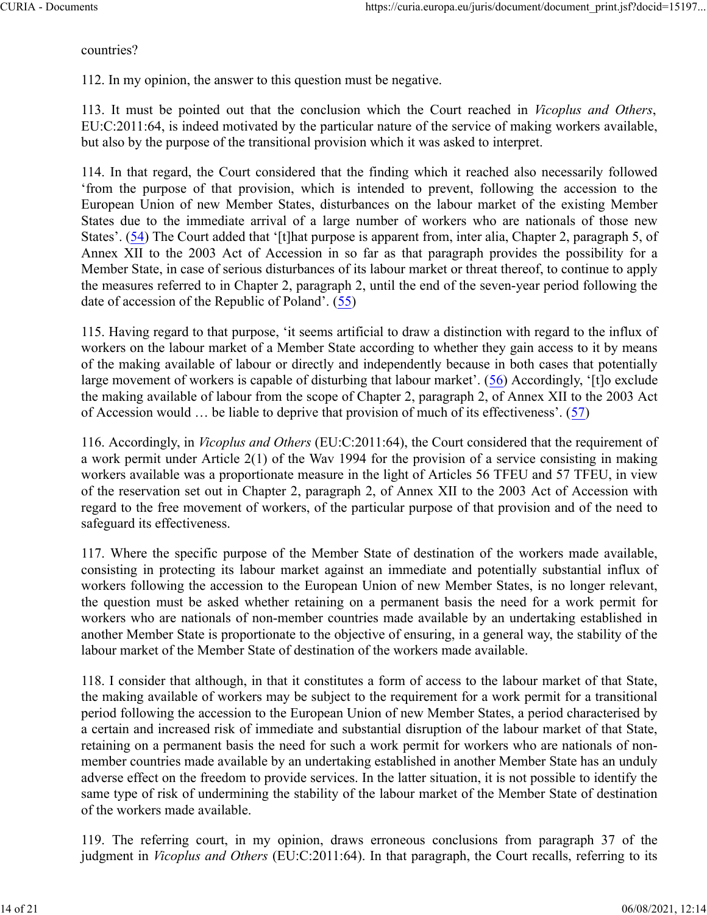countries?

112. In my opinion, the answer to this question must be negative.

113. It must be pointed out that the conclusion which the Court reached in *Vicoplus and Others*, EU:C:2011:64, is indeed motivated by the particular nature of the service of making workers available, but also by the purpose of the transitional provision which it was asked to interpret.

114. In that regard, the Court considered that the finding which it reached also necessarily followed 'from the purpose of that provision, which is intended to prevent, following the accession to the European Union of new Member States, disturbances on the labour market of the existing Member States due to the immediate arrival of a large number of workers who are nationals of those new States'. (54) The Court added that '[t]hat purpose is apparent from, inter alia, Chapter 2, paragraph 5, of Annex XII to the 2003 Act of Accession in so far as that paragraph provides the possibility for a Member State, in case of serious disturbances of its labour market or threat thereof, to continue to apply the measures referred to in Chapter 2, paragraph 2, until the end of the seven-year period following the date of accession of the Republic of Poland'. (55)

115. Having regard to that purpose, 'it seems artificial to draw a distinction with regard to the influx of workers on the labour market of a Member State according to whether they gain access to it by means of the making available of labour or directly and independently because in both cases that potentially large movement of workers is capable of disturbing that labour market'. (56) Accordingly, '[t]o exclude the making available of labour from the scope of Chapter 2, paragraph 2, of Annex XII to the 2003 Act of Accession would … be liable to deprive that provision of much of its effectiveness'. (57)

116. Accordingly, in *Vicoplus and Others* (EU:C:2011:64), the Court considered that the requirement of a work permit under Article 2(1) of the Wav 1994 for the provision of a service consisting in making workers available was a proportionate measure in the light of Articles 56 TFEU and 57 TFEU, in view of the reservation set out in Chapter 2, paragraph 2, of Annex XII to the 2003 Act of Accession with regard to the free movement of workers, of the particular purpose of that provision and of the need to safeguard its effectiveness.

117. Where the specific purpose of the Member State of destination of the workers made available, consisting in protecting its labour market against an immediate and potentially substantial influx of workers following the accession to the European Union of new Member States, is no longer relevant, the question must be asked whether retaining on a permanent basis the need for a work permit for workers who are nationals of non-member countries made available by an undertaking established in another Member State is proportionate to the objective of ensuring, in a general way, the stability of the labour market of the Member State of destination of the workers made available.

118. I consider that although, in that it constitutes a form of access to the labour market of that State, the making available of workers may be subject to the requirement for a work permit for a transitional period following the accession to the European Union of new Member States, a period characterised by a certain and increased risk of immediate and substantial disruption of the labour market of that State, retaining on a permanent basis the need for such a work permit for workers who are nationals of non-member countries made available by an undertaking established in another Member State has an unduly adverse effect on the freedom to provide services. In the latter situation, it is not possible to identify the same type of risk of undermining the stability of the labour market of the Member State of destination of the workers made available.

119. The referring court, in my opinion, draws erroneous conclusions from paragraph 37 of the judgment in *Vicoplus and Others* (EU:C:2011:64). In that paragraph, the Court recalls, referring to its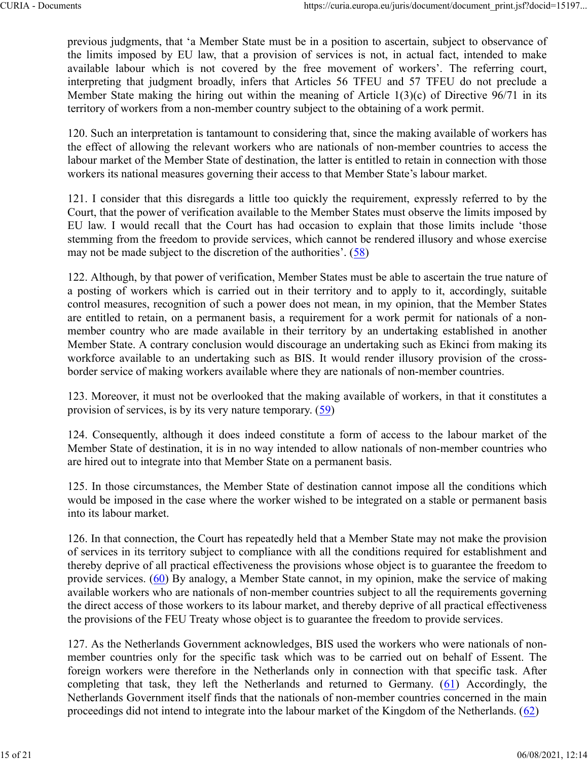previous judgments, that 'a Member State must be in a position to ascertain, subject to observance of the limits imposed by EU law, that a provision of services is not, in actual fact, intended to make available labour which is not covered by the free movement of workers'. The referring court, interpreting that judgment broadly, infers that Articles 56 TFEU and 57 TFEU do not preclude a Member State making the hiring out within the meaning of Article 1(3)(c) of Directive 96/71 in its territory of workers from a non-member country subject to the obtaining of a work permit.

120. Such an interpretation is tantamount to considering that, since the making available of workers has the effect of allowing the relevant workers who are nationals of non-member countries to access the labour market of the Member State of destination, the latter is entitled to retain in connection with those workers its national measures governing their access to that Member State's labour market.

121. I consider that this disregards a little too quickly the requirement, expressly referred to by the Court, that the power of verification available to the Member States must observe the limits imposed by EU law. I would recall that the Court has had occasion to explain that those limits include 'those stemming from the freedom to provide services, which cannot be rendered illusory and whose exercise may not be made subject to the discretion of the authorities'. (58)

122. Although, by that power of verification, Member States must be able to ascertain the true nature of a posting of workers which is carried out in their territory and to apply to it, accordingly, suitable control measures, recognition of such a power does not mean, in my opinion, that the Member States are entitled to retain, on a permanent basis, a requirement for a work permit for nationals of a non-member country who are made available in their territory by an undertaking established in another Member State. A contrary conclusion would discourage an undertaking such as Ekinci from making its workforce available to an undertaking such as BIS. It would render illusory provision of the cross-border service of making workers available where they are nationals of non-member countries.

123. Moreover, it must not be overlooked that the making available of workers, in that it constitutes a provision of services, is by its very nature temporary. (59)

124. Consequently, although it does indeed constitute a form of access to the labour market of the Member State of destination, it is in no way intended to allow nationals of non-member countries who are hired out to integrate into that Member State on a permanent basis.

125. In those circumstances, the Member State of destination cannot impose all the conditions which would be imposed in the case where the worker wished to be integrated on a stable or permanent basis into its labour market.

126. In that connection, the Court has repeatedly held that a Member State may not make the provision of services in its territory subject to compliance with all the conditions required for establishment and thereby deprive of all practical effectiveness the provisions whose object is to guarantee the freedom to provide services. (60) By analogy, a Member State cannot, in my opinion, make the service of making available workers who are nationals of non-member countries subject to all the requirements governing the direct access of those workers to its labour market, and thereby deprive of all practical effectiveness the provisions of the FEU Treaty whose object is to guarantee the freedom to provide services.

127. As the Netherlands Government acknowledges, BIS used the workers who were nationals of non-member countries only for the specific task which was to be carried out on behalf of Essent. The foreign workers were therefore in the Netherlands only in connection with that specific task. After completing that task, they left the Netherlands and returned to Germany. (61) Accordingly, the Netherlands Government itself finds that the nationals of non-member countries concerned in the main proceedings did not intend to integrate into the labour market of the Kingdom of the Netherlands. (62)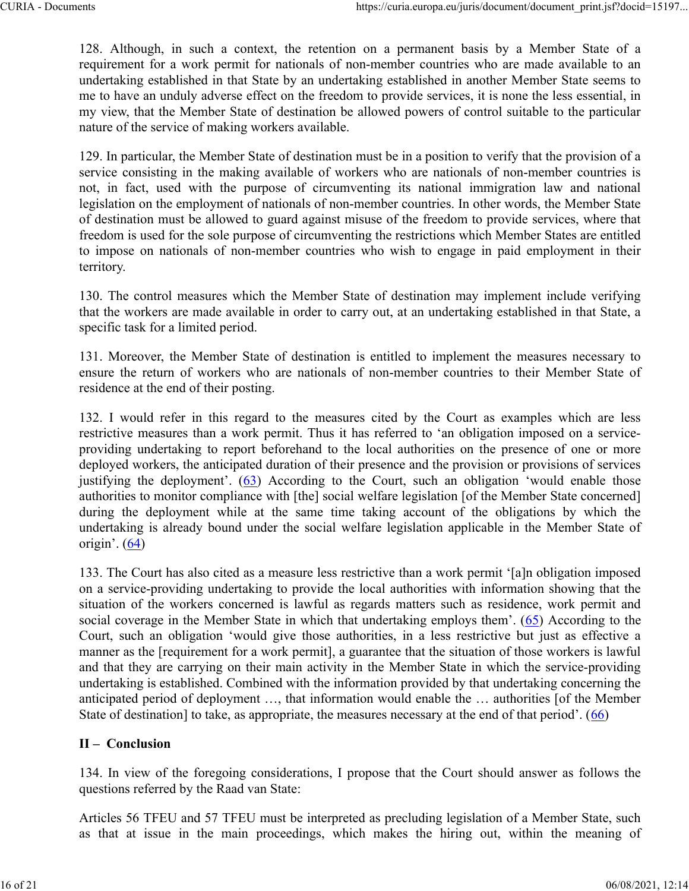128. Although, in such a context, the retention on a permanent basis by a Member State of a requirement for a work permit for nationals of non-member countries who are made available to an undertaking established in that State by an undertaking established in another Member State seems to me to have an unduly adverse effect on the freedom to provide services, it is none the less essential, in my view, that the Member State of destination be allowed powers of control suitable to the particular nature of the service of making workers available.

129. In particular, the Member State of destination must be in a position to verify that the provision of a service consisting in the making available of workers who are nationals of non-member countries is not, in fact, used with the purpose of circumventing its national immigration law and national legislation on the employment of nationals of non-member countries. In other words, the Member State of destination must be allowed to guard against misuse of the freedom to provide services, where that freedom is used for the sole purpose of circumventing the restrictions which Member States are entitled to impose on nationals of non-member countries who wish to engage in paid employment in their territory.

130. The control measures which the Member State of destination may implement include verifying that the workers are made available in order to carry out, at an undertaking established in that State, a specific task for a limited period.

131. Moreover, the Member State of destination is entitled to implement the measures necessary to ensure the return of workers who are nationals of non-member countries to their Member State of residence at the end of their posting.

132. I would refer in this regard to the measures cited by the Court as examples which are less restrictive measures than a work permit. Thus it has referred to 'an obligation imposed on a service-providing undertaking to report beforehand to the local authorities on the presence of one or more deployed workers, the anticipated duration of their presence and the provision or provisions of services justifying the deployment'. (63) According to the Court, such an obligation 'would enable those authorities to monitor compliance with [the] social welfare legislation [of the Member State concerned] during the deployment while at the same time taking account of the obligations by which the undertaking is already bound under the social welfare legislation applicable in the Member State of origin'. (64)

133. The Court has also cited as a measure less restrictive than a work permit '[a]n obligation imposed on a service-providing undertaking to provide the local authorities with information showing that the situation of the workers concerned is lawful as regards matters such as residence, work permit and social coverage in the Member State in which that undertaking employs them'. (65) According to the Court, such an obligation 'would give those authorities, in a less restrictive but just as effective a manner as the [requirement for a work permit], a guarantee that the situation of those workers is lawful and that they are carrying on their main activity in the Member State in which the service-providing undertaking is established. Combined with the information provided by that undertaking concerning the anticipated period of deployment …, that information would enable the … authorities [of the Member State of destination] to take, as appropriate, the measures necessary at the end of that period'. (66)

## II – Conclusion

134. In view of the foregoing considerations, I propose that the Court should answer as follows the questions referred by the Raad van State:

Articles 56 TFEU and 57 TFEU must be interpreted as precluding legislation of a Member State, such as that at issue in the main proceedings, which makes the hiring out, within the meaning of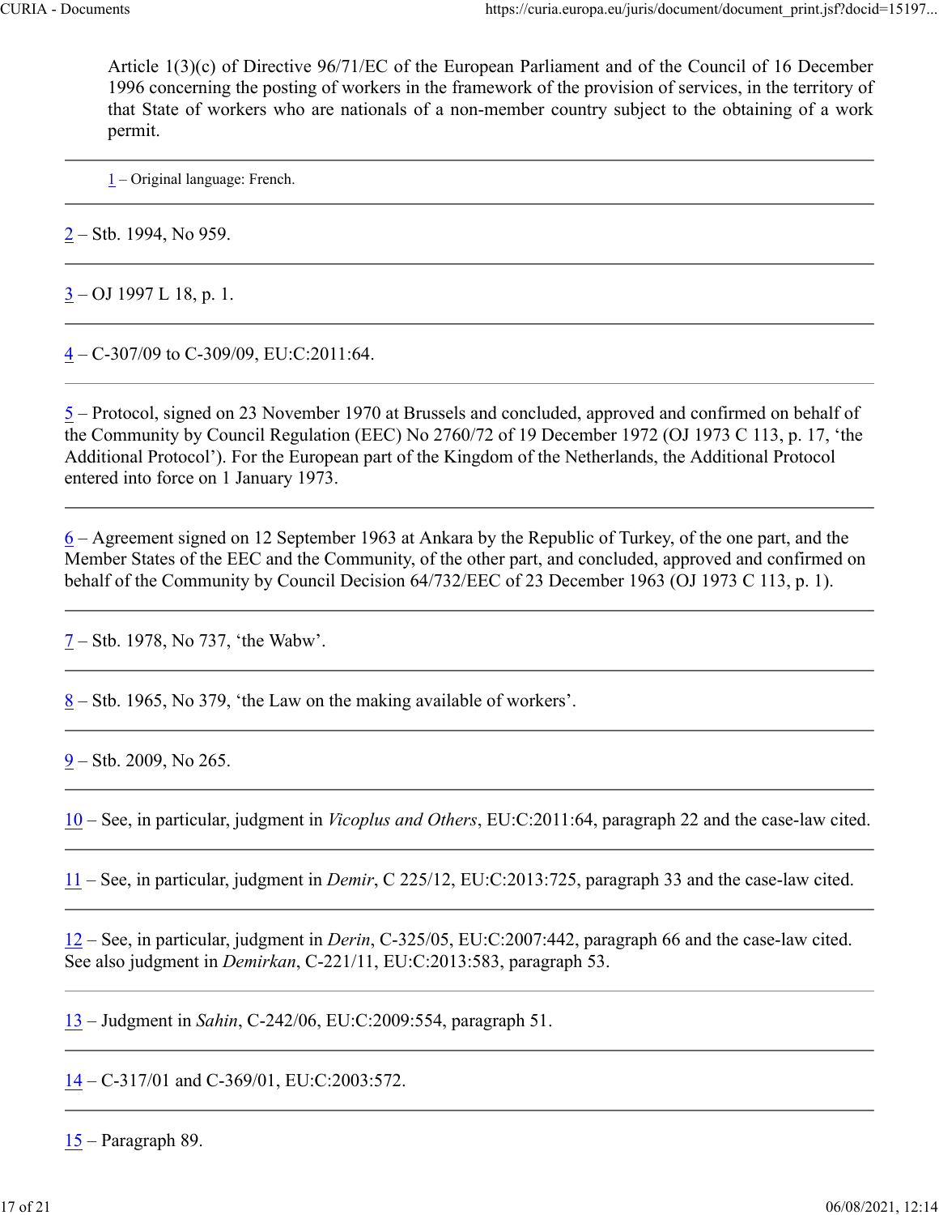Article 1(3)(c) of Directive 96/71/EC of the European Parliament and of the Council of 16 December 1996 concerning the posting of workers in the framework of the provision of services, in the territory of that State of workers who are nationals of a non-member country subject to the obtaining of a work permit.

---

1 – Original language: French.

---

2 – Stb. 1994, No 959.

---

3 – OJ 1997 L 18, p. 1.

---

4 – C-307/09 to C-309/09, EU:C:2011:64.

---

5 – Protocol, signed on 23 November 1970 at Brussels and concluded, approved and confirmed on behalf of the Community by Council Regulation (EEC) No 2760/72 of 19 December 1972 (OJ 1973 C 113, p. 17, 'the Additional Protocol'). For the European part of the Kingdom of the Netherlands, the Additional Protocol entered into force on 1 January 1973.

---

6 – Agreement signed on 12 September 1963 at Ankara by the Republic of Turkey, of the one part, and the Member States of the EEC and the Community, of the other part, and concluded, approved and confirmed on behalf of the Community by Council Decision 64/732/EEC of 23 December 1963 (OJ 1973 C 113, p. 1).

---

7 – Stb. 1978, No 737, 'the Wabw'.

---

8 – Stb. 1965, No 379, 'the Law on the making available of workers'.

---

9 – Stb. 2009, No 265.

---

10 – See, in particular, judgment in *Vicoplus and Others*, EU:C:2011:64, paragraph 22 and the case-law cited.

---

11 – See, in particular, judgment in *Demir*, C 225/12, EU:C:2013:725, paragraph 33 and the case-law cited.

---

12 – See, in particular, judgment in *Derin*, C-325/05, EU:C:2007:442, paragraph 66 and the case-law cited. See also judgment in *Demirkan*, C-221/11, EU:C:2013:583, paragraph 53.

---

13 – Judgment in *Sahin*, C-242/06, EU:C:2009:554, paragraph 51.

---

14 – C-317/01 and C-369/01, EU:C:2003:572.

---

15 – Paragraph 89.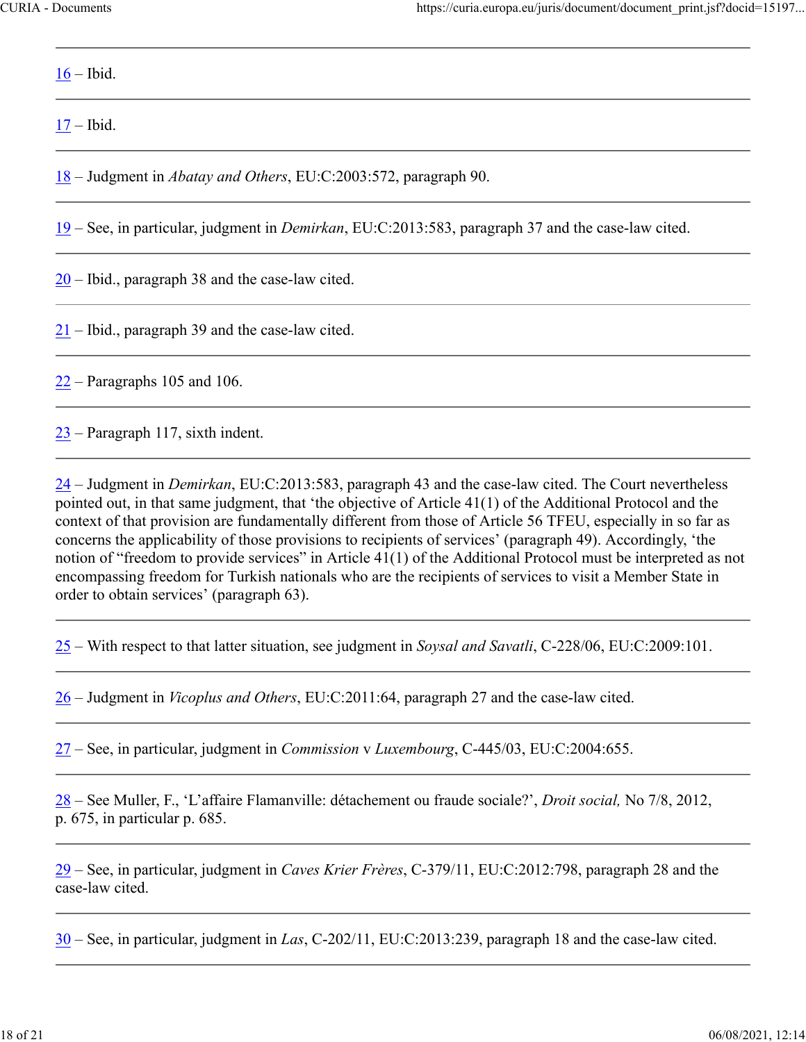16 – Ibid.

17 – Ibid.

18 – Judgment in *Abatay and Others*, EU:C:2003:572, paragraph 90.

19 – See, in particular, judgment in *Demirkan*, EU:C:2013:583, paragraph 37 and the case-law cited.

20 – Ibid., paragraph 38 and the case-law cited.

21 – Ibid., paragraph 39 and the case-law cited.

22 – Paragraphs 105 and 106.

23 – Paragraph 117, sixth indent.

24 – Judgment in *Demirkan*, EU:C:2013:583, paragraph 43 and the case-law cited. The Court nevertheless pointed out, in that same judgment, that 'the objective of Article 41(1) of the Additional Protocol and the context of that provision are fundamentally different from those of Article 56 TFEU, especially in so far as concerns the applicability of those provisions to recipients of services' (paragraph 49). Accordingly, 'the notion of "freedom to provide services" in Article 41(1) of the Additional Protocol must be interpreted as not encompassing freedom for Turkish nationals who are the recipients of services to visit a Member State in order to obtain services' (paragraph 63).

25 – With respect to that latter situation, see judgment in *Soysal and Savatli*, C-228/06, EU:C:2009:101.

26 – Judgment in *Vicoplus and Others*, EU:C:2011:64, paragraph 27 and the case-law cited.

27 – See, in particular, judgment in *Commission* v *Luxembourg*, C-445/03, EU:C:2004:655.

28 – See Muller, F., 'L'affaire Flamanville: détachement ou fraude sociale?', *Droit social,* No 7/8, 2012, p. 675, in particular p. 685.

29 – See, in particular, judgment in *Caves Krier Frères*, C-379/11, EU:C:2012:798, paragraph 28 and the case-law cited.

30 – See, in particular, judgment in *Las*, C-202/11, EU:C:2013:239, paragraph 18 and the case-law cited.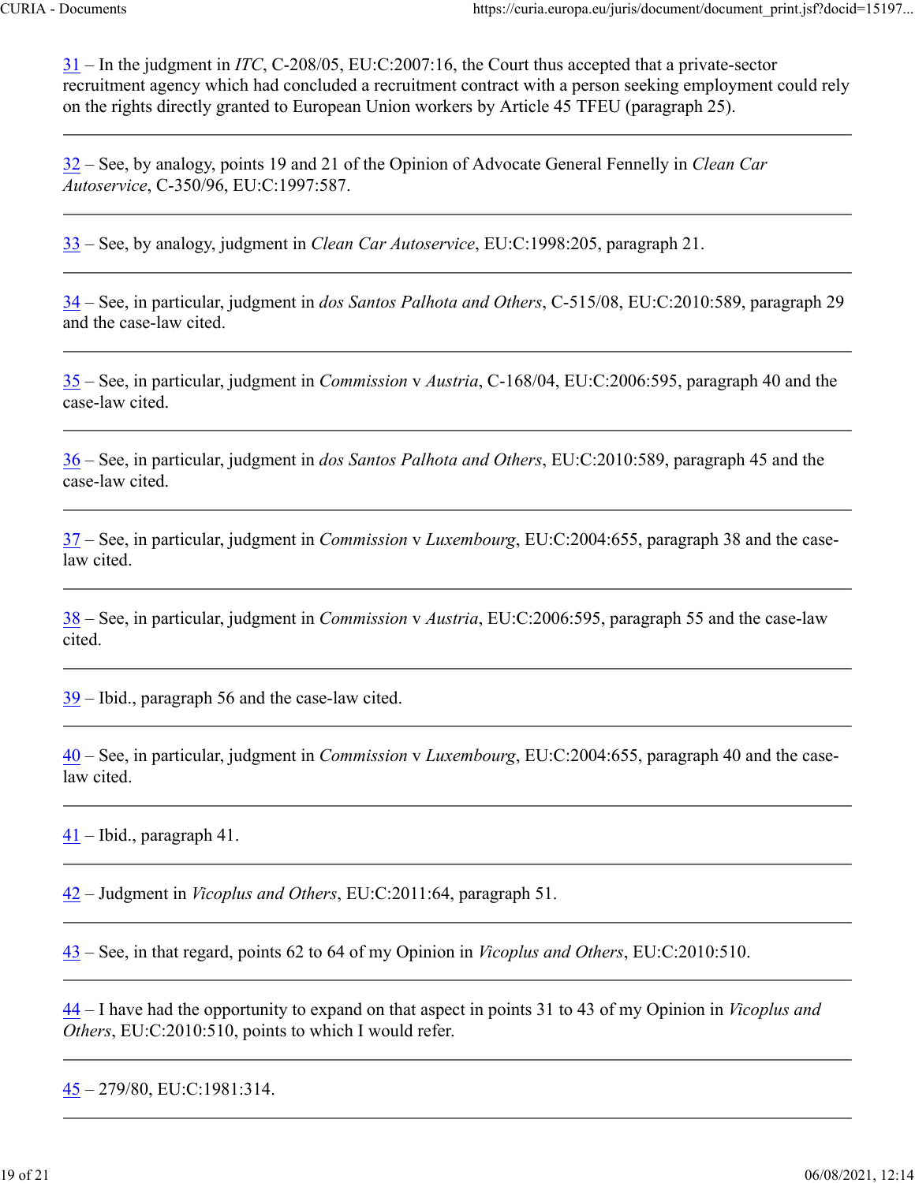31 – In the judgment in *ITC*, C-208/05, EU:C:2007:16, the Court thus accepted that a private-sector recruitment agency which had concluded a recruitment contract with a person seeking employment could rely on the rights directly granted to European Union workers by Article 45 TFEU (paragraph 25).

---

32 – See, by analogy, points 19 and 21 of the Opinion of Advocate General Fennelly in *Clean Car Autoservice*, C-350/96, EU:C:1997:587.

---

33 – See, by analogy, judgment in *Clean Car Autoservice*, EU:C:1998:205, paragraph 21.

---

34 – See, in particular, judgment in *dos Santos Palhota and Others*, C-515/08, EU:C:2010:589, paragraph 29 and the case-law cited.

---

35 – See, in particular, judgment in *Commission* v *Austria*, C-168/04, EU:C:2006:595, paragraph 40 and the case-law cited.

---

36 – See, in particular, judgment in *dos Santos Palhota and Others*, EU:C:2010:589, paragraph 45 and the case-law cited.

---

37 – See, in particular, judgment in *Commission* v *Luxembourg*, EU:C:2004:655, paragraph 38 and the case-law cited.

---

38 – See, in particular, judgment in *Commission* v *Austria*, EU:C:2006:595, paragraph 55 and the case-law cited.

---

39 – Ibid., paragraph 56 and the case-law cited.

---

40 – See, in particular, judgment in *Commission* v *Luxembourg*, EU:C:2004:655, paragraph 40 and the case-law cited.

---

41 – Ibid., paragraph 41.

---

42 – Judgment in *Vicoplus and Others*, EU:C:2011:64, paragraph 51.

---

43 – See, in that regard, points 62 to 64 of my Opinion in *Vicoplus and Others*, EU:C:2010:510.

---

44 – I have had the opportunity to expand on that aspect in points 31 to 43 of my Opinion in *Vicoplus and Others*, EU:C:2010:510, points to which I would refer.

---

45 – 279/80, EU:C:1981:314.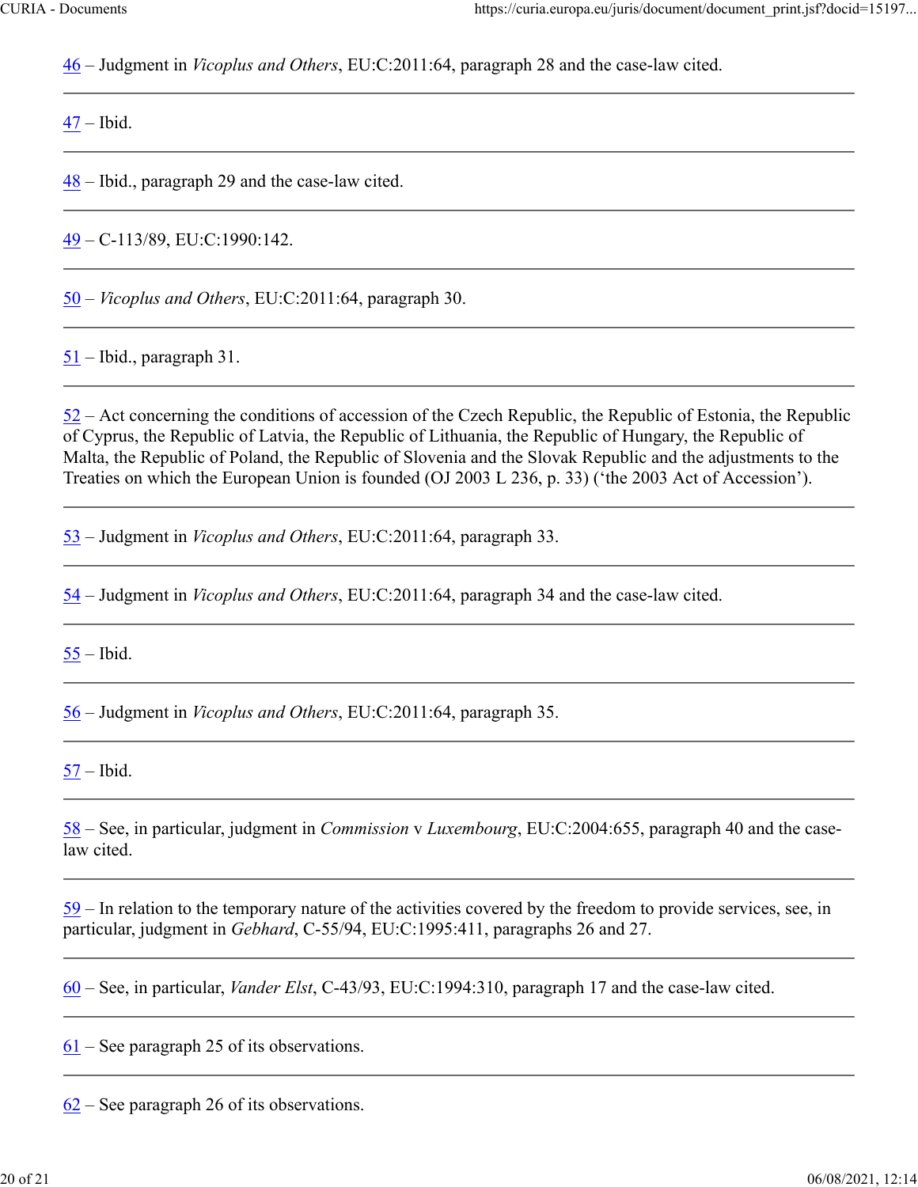46 – Judgment in *Vicoplus and Others*, EU:C:2011:64, paragraph 28 and the case-law cited.

---

47 – Ibid.

---

48 – Ibid., paragraph 29 and the case-law cited.

---

49 – C-113/89, EU:C:1990:142.

---

50 – *Vicoplus and Others*, EU:C:2011:64, paragraph 30.

---

51 – Ibid., paragraph 31.

---

52 – Act concerning the conditions of accession of the Czech Republic, the Republic of Estonia, the Republic of Cyprus, the Republic of Latvia, the Republic of Lithuania, the Republic of Hungary, the Republic of Malta, the Republic of Poland, the Republic of Slovenia and the Slovak Republic and the adjustments to the Treaties on which the European Union is founded (OJ 2003 L 236, p. 33) ('the 2003 Act of Accession').

---

53 – Judgment in *Vicoplus and Others*, EU:C:2011:64, paragraph 33.

---

54 – Judgment in *Vicoplus and Others*, EU:C:2011:64, paragraph 34 and the case-law cited.

---

55 – Ibid.

---

56 – Judgment in *Vicoplus and Others*, EU:C:2011:64, paragraph 35.

---

57 – Ibid.

---

58 – See, in particular, judgment in *Commission* v *Luxembourg*, EU:C:2004:655, paragraph 40 and the case-law cited.

---

59 – In relation to the temporary nature of the activities covered by the freedom to provide services, see, in particular, judgment in *Gebhard*, C-55/94, EU:C:1995:411, paragraphs 26 and 27.

---

60 – See, in particular, *Vander Elst*, C-43/93, EU:C:1994:310, paragraph 17 and the case-law cited.

---

61 – See paragraph 25 of its observations.

---

62 – See paragraph 26 of its observations.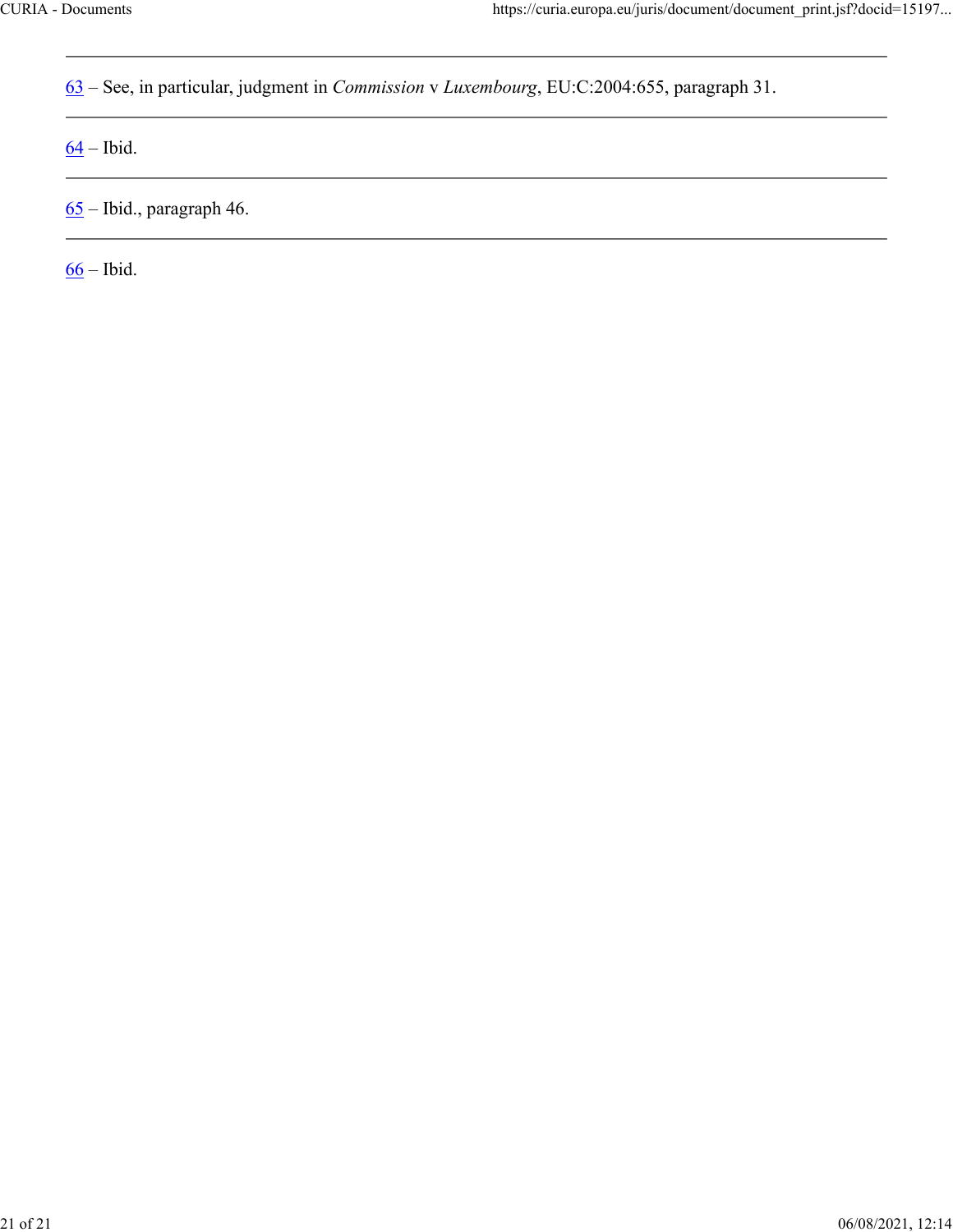---

63 – See, in particular, judgment in *Commission* v *Luxembourg*, EU:C:2004:655, paragraph 31.

---

64 – Ibid.

---

65 – Ibid., paragraph 46.

---

66 – Ibid.